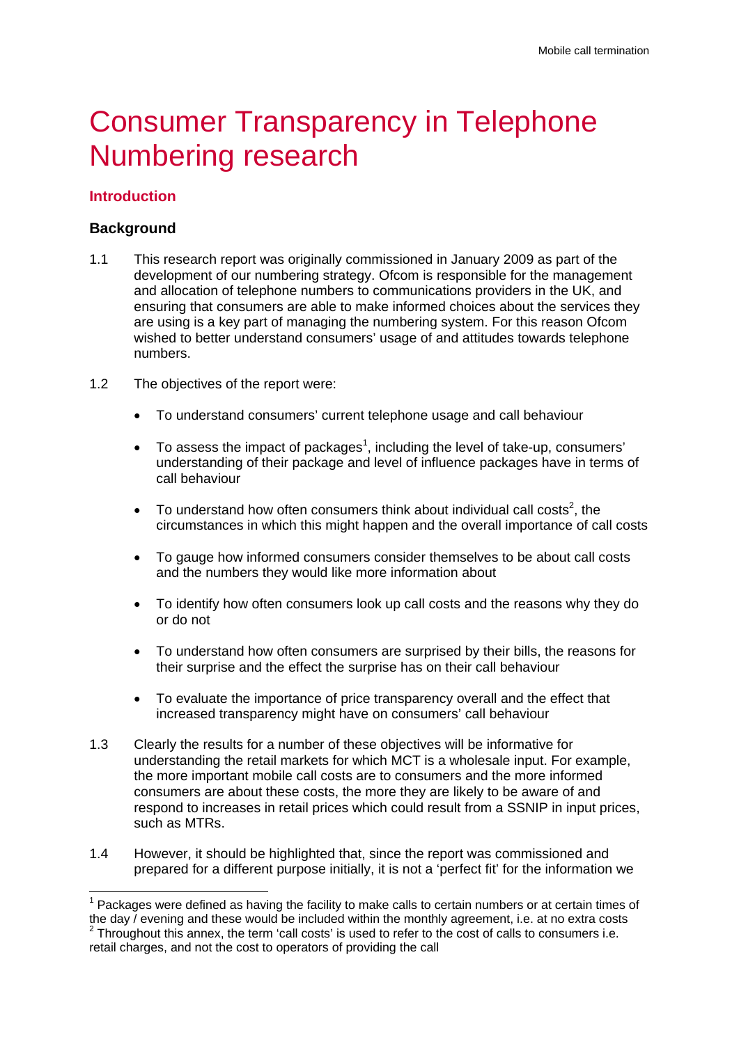# Consumer Transparency in Telephone Numbering research

## Introduction

### Background

1.1 This research report was originally commissioned in January 2009 as part of the development of our numbering strategy. Ofcom is responsible for the management and allocation of telephone numbers to communications providers in the UK, and ensuring that consumers are able to make informed choices about the services they are using is a key part of managing the numbering system. For this reason Ofcom wished to better understand consumers' usage of and attitudes towards telephone numbers.

1.2 The objectives of the report were:

- To understand consumers' current telephone usage and call behaviour
- To assess the impact of packages[1], including the level of take-up, consumers' understanding of their package and level of influence packages have in terms of call behaviour
- To understand how often consumers think about individual call costs[2], the circumstances in which this might happen and the overall importance of call costs
- To gauge how informed consumers consider themselves to be about call costs and the numbers they would like more information about
- To identify how often consumers look up call costs and the reasons why they do or do not
- To understand how often consumers are surprised by their bills, the reasons for their surprise and the effect the surprise has on their call behaviour
- To evaluate the importance of price transparency overall and the effect that increased transparency might have on consumers' call behaviour

1.3 Clearly the results for a number of these objectives will be informative for understanding the retail markets for which MCT is a wholesale input. For example, the more important mobile call costs are to consumers and the more informed consumers are about these costs, the more they are likely to be aware of and respond to increases in retail prices which could result from a SSNIP in input prices, such as MTRs.

1.4 However, it should be highlighted that, since the report was commissioned and prepared for a different purpose initially, it is not a 'perfect fit' for the information we

[1] Packages were defined as having the facility to make calls to certain numbers or at certain times of the day / evening and these would be included within the monthly agreement, i.e. at no extra costs

[2] Throughout this annex, the term 'call costs' is used to refer to the cost of calls to consumers i.e. retail charges, and not the cost to operators of providing the call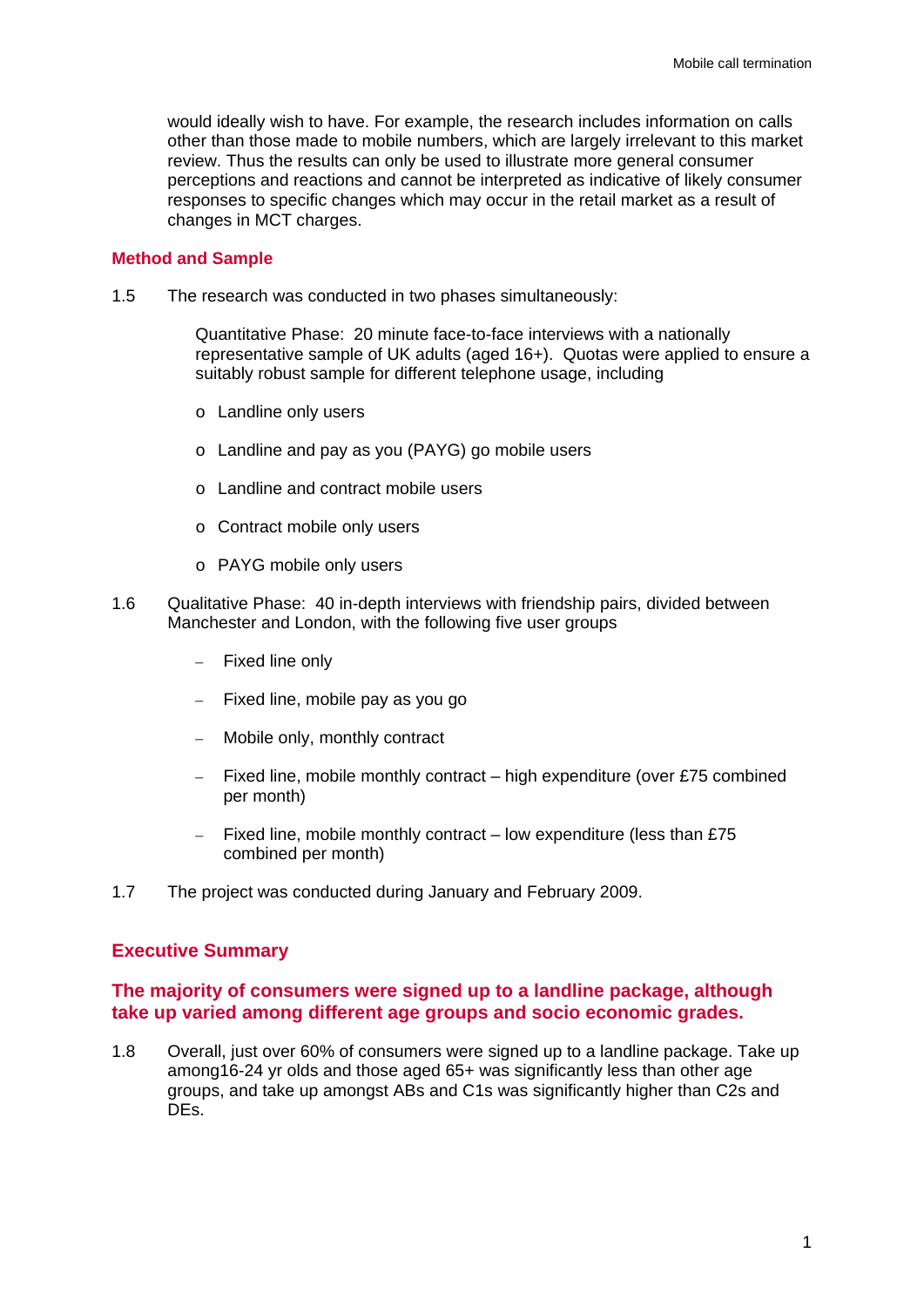would ideally wish to have. For example, the research includes information on calls other than those made to mobile numbers, which are largely irrelevant to this market review. Thus the results can only be used to illustrate more general consumer perceptions and reactions and cannot be interpreted as indicative of likely consumer responses to specific changes which may occur in the retail market as a result of changes in MCT charges.

### Method and Sample

1.5 The research was conducted in two phases simultaneously:

Quantitative Phase: 20 minute face-to-face interviews with a nationally representative sample of UK adults (aged 16+). Quotas were applied to ensure a suitably robust sample for different telephone usage, including

- Landline only users
- Landline and pay as you (PAYG) go mobile users
- Landline and contract mobile users
- Contract mobile only users
- PAYG mobile only users

1.6 Qualitative Phase: 40 in-depth interviews with friendship pairs, divided between Manchester and London, with the following five user groups

- Fixed line only
- Fixed line, mobile pay as you go
- Mobile only, monthly contract
- Fixed line, mobile monthly contract – high expenditure (over £75 combined per month)
- Fixed line, mobile monthly contract – low expenditure (less than £75 combined per month)

1.7 The project was conducted during January and February 2009.

## Executive Summary

### The majority of consumers were signed up to a landline package, although take up varied among different age groups and socio economic grades.

1.8 Overall, just over 60% of consumers were signed up to a landline package. Take up among16-24 yr olds and those aged 65+ was significantly less than other age groups, and take up amongst ABs and C1s was significantly higher than C2s and DEs.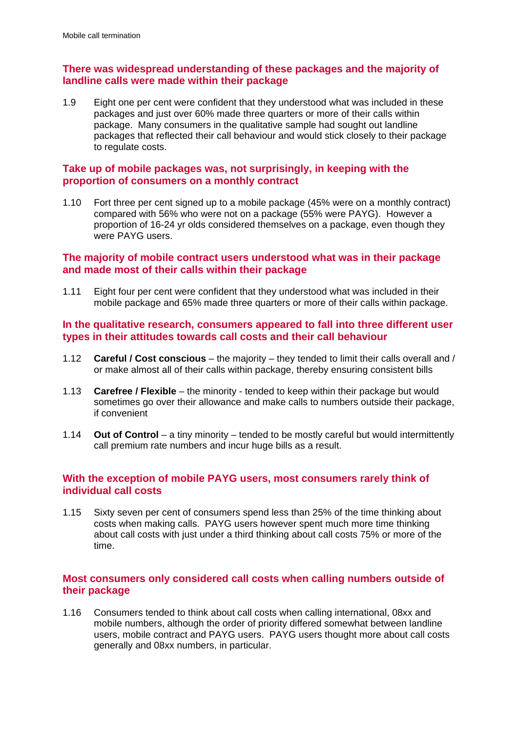**There was widespread understanding of these packages and the majority of landline calls were made within their package**

1.9 Eight one per cent were confident that they understood what was included in these packages and just over 60% made three quarters or more of their calls within package. Many consumers in the qualitative sample had sought out landline packages that reflected their call behaviour and would stick closely to their package to regulate costs.

**Take up of mobile packages was, not surprisingly, in keeping with the proportion of consumers on a monthly contract**

1.10 Fort three per cent signed up to a mobile package (45% were on a monthly contract) compared with 56% who were not on a package (55% were PAYG). However a proportion of 16-24 yr olds considered themselves on a package, even though they were PAYG users.

**The majority of mobile contract users understood what was in their package and made most of their calls within their package**

1.11 Eight four per cent were confident that they understood what was included in their mobile package and 65% made three quarters or more of their calls within package.

**In the qualitative research, consumers appeared to fall into three different user types in their attitudes towards call costs and their call behaviour**

1.12 **Careful / Cost conscious** – the majority – they tended to limit their calls overall and / or make almost all of their calls within package, thereby ensuring consistent bills

1.13 **Carefree / Flexible** – the minority - tended to keep within their package but would sometimes go over their allowance and make calls to numbers outside their package, if convenient

1.14 **Out of Control** – a tiny minority – tended to be mostly careful but would intermittently call premium rate numbers and incur huge bills as a result.

**With the exception of mobile PAYG users, most consumers rarely think of individual call costs**

1.15 Sixty seven per cent of consumers spend less than 25% of the time thinking about costs when making calls. PAYG users however spent much more time thinking about call costs with just under a third thinking about call costs 75% or more of the time.

**Most consumers only considered call costs when calling numbers outside of their package**

1.16 Consumers tended to think about call costs when calling international, 08xx and mobile numbers, although the order of priority differed somewhat between landline users, mobile contract and PAYG users. PAYG users thought more about call costs generally and 08xx numbers, in particular.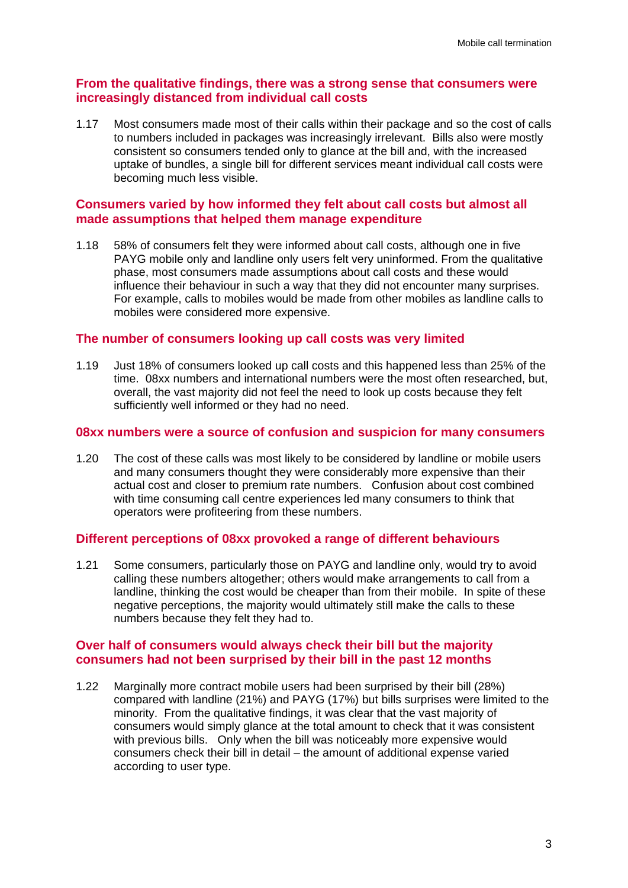### From the qualitative findings, there was a strong sense that consumers were increasingly distanced from individual call costs

1.17 Most consumers made most of their calls within their package and so the cost of calls to numbers included in packages was increasingly irrelevant. Bills also were mostly consistent so consumers tended only to glance at the bill and, with the increased uptake of bundles, a single bill for different services meant individual call costs were becoming much less visible.

### Consumers varied by how informed they felt about call costs but almost all made assumptions that helped them manage expenditure

1.18 58% of consumers felt they were informed about call costs, although one in five PAYG mobile only and landline only users felt very uninformed. From the qualitative phase, most consumers made assumptions about call costs and these would influence their behaviour in such a way that they did not encounter many surprises. For example, calls to mobiles would be made from other mobiles as landline calls to mobiles were considered more expensive.

### The number of consumers looking up call costs was very limited

1.19 Just 18% of consumers looked up call costs and this happened less than 25% of the time. 08xx numbers and international numbers were the most often researched, but, overall, the vast majority did not feel the need to look up costs because they felt sufficiently well informed or they had no need.

### 08xx numbers were a source of confusion and suspicion for many consumers

1.20 The cost of these calls was most likely to be considered by landline or mobile users and many consumers thought they were considerably more expensive than their actual cost and closer to premium rate numbers. Confusion about cost combined with time consuming call centre experiences led many consumers to think that operators were profiteering from these numbers.

### Different perceptions of 08xx provoked a range of different behaviours

1.21 Some consumers, particularly those on PAYG and landline only, would try to avoid calling these numbers altogether; others would make arrangements to call from a landline, thinking the cost would be cheaper than from their mobile. In spite of these negative perceptions, the majority would ultimately still make the calls to these numbers because they felt they had to.

### Over half of consumers would always check their bill but the majority consumers had not been surprised by their bill in the past 12 months

1.22 Marginally more contract mobile users had been surprised by their bill (28%) compared with landline (21%) and PAYG (17%) but bills surprises were limited to the minority. From the qualitative findings, it was clear that the vast majority of consumers would simply glance at the total amount to check that it was consistent with previous bills. Only when the bill was noticeably more expensive would consumers check their bill in detail – the amount of additional expense varied according to user type.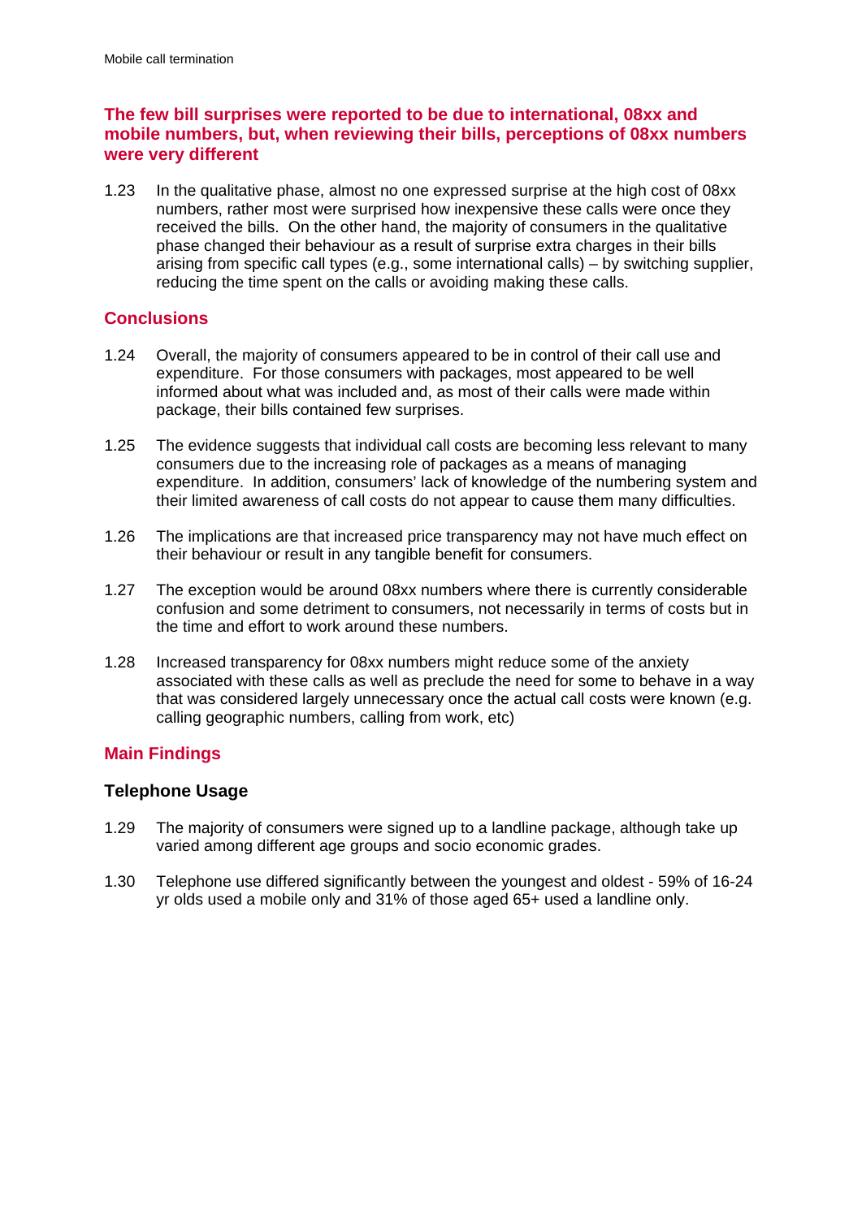### The few bill surprises were reported to be due to international, 08xx and mobile numbers, but, when reviewing their bills, perceptions of 08xx numbers were very different

1.23 In the qualitative phase, almost no one expressed surprise at the high cost of 08xx numbers, rather most were surprised how inexpensive these calls were once they received the bills. On the other hand, the majority of consumers in the qualitative phase changed their behaviour as a result of surprise extra charges in their bills arising from specific call types (e.g., some international calls) – by switching supplier, reducing the time spent on the calls or avoiding making these calls.

## Conclusions

1.24 Overall, the majority of consumers appeared to be in control of their call use and expenditure. For those consumers with packages, most appeared to be well informed about what was included and, as most of their calls were made within package, their bills contained few surprises.

1.25 The evidence suggests that individual call costs are becoming less relevant to many consumers due to the increasing role of packages as a means of managing expenditure. In addition, consumers' lack of knowledge of the numbering system and their limited awareness of call costs do not appear to cause them many difficulties.

1.26 The implications are that increased price transparency may not have much effect on their behaviour or result in any tangible benefit for consumers.

1.27 The exception would be around 08xx numbers where there is currently considerable confusion and some detriment to consumers, not necessarily in terms of costs but in the time and effort to work around these numbers.

1.28 Increased transparency for 08xx numbers might reduce some of the anxiety associated with these calls as well as preclude the need for some to behave in a way that was considered largely unnecessary once the actual call costs were known (e.g. calling geographic numbers, calling from work, etc)

## Main Findings

### Telephone Usage

1.29 The majority of consumers were signed up to a landline package, although take up varied among different age groups and socio economic grades.

1.30 Telephone use differed significantly between the youngest and oldest - 59% of 16-24 yr olds used a mobile only and 31% of those aged 65+ used a landline only.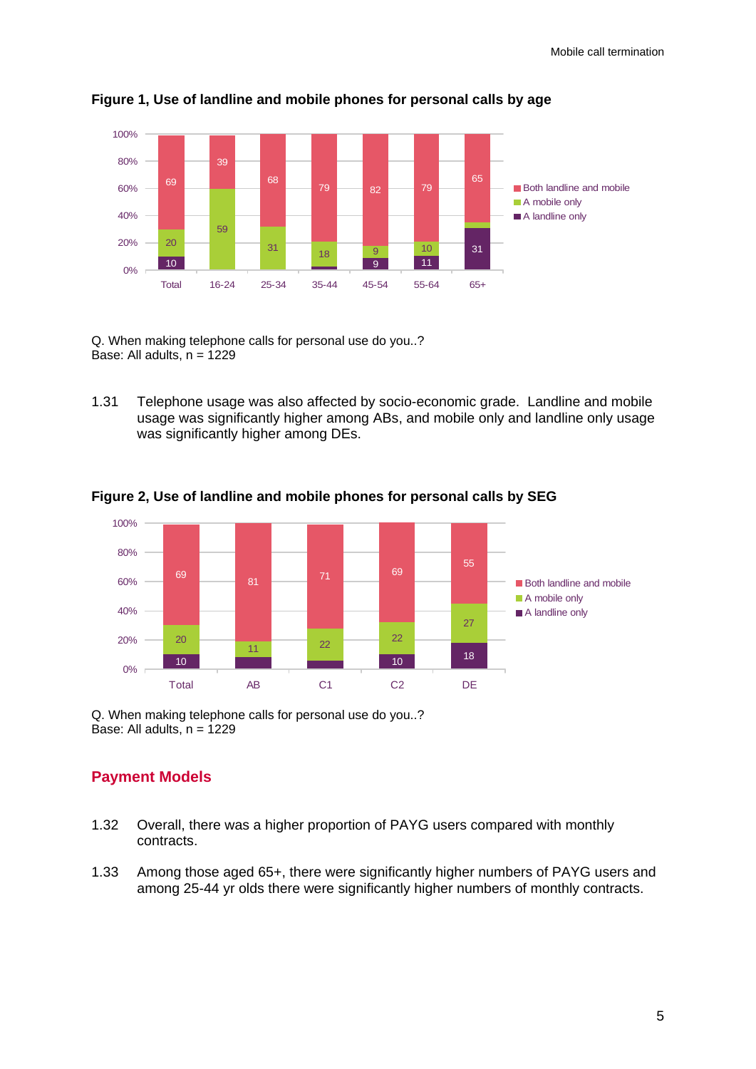**Figure 1, Use of landline and mobile phones for personal calls by age**

| | Total | 16-24 | 25-34 | 35-44 | 45-54 | 55-64 | 65+ |
|---|---|---|---|---|---|---|---|
| Both landline and mobile | 69 | 39 | 68 | 79 | 82 | 79 | 65 |
| A mobile only | 20 | 59 | 31 | 18 | 9 | 10 | |
| A landline only | 10 | | | | 9 | 11 | 31 |

Q. When making telephone calls for personal use do you..?
Base: All adults, n = 1229

1.31 Telephone usage was also affected by socio-economic grade. Landline and mobile usage was significantly higher among ABs, and mobile only and landline only usage was significantly higher among DEs.

**Figure 2, Use of landline and mobile phones for personal calls by SEG**

| | Total | AB | C1 | C2 | DE |
|---|---|---|---|---|---|
| Both landline and mobile | 69 | 81 | 71 | 69 | 55 |
| A mobile only | 20 | 11 | 22 | 22 | 27 |
| A landline only | 10 | | | 10 | 18 |

Q. When making telephone calls for personal use do you..?
Base: All adults, n = 1229

## Payment Models

1.32 Overall, there was a higher proportion of PAYG users compared with monthly contracts.

1.33 Among those aged 65+, there were significantly higher numbers of PAYG users and among 25-44 yr olds there were significantly higher numbers of monthly contracts.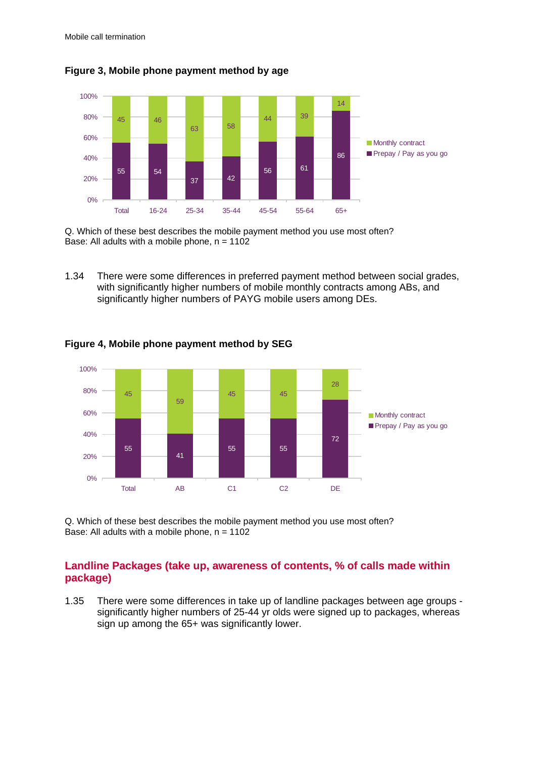**Figure 3, Mobile phone payment method by age**

| | Total | 16-24 | 25-34 | 35-44 | 45-54 | 55-64 | 65+ |
|---|---|---|---|---|---|---|---|
| Monthly contract | 45 | 46 | 63 | 58 | 44 | 39 | 14 |
| Prepay / Pay as you go | 55 | 54 | 37 | 42 | 56 | 61 | 86 |

Q. Which of these best describes the mobile payment method you use most often?
Base: All adults with a mobile phone, n = 1102

1.34 There were some differences in preferred payment method between social grades, with significantly higher numbers of mobile monthly contracts among ABs, and significantly higher numbers of PAYG mobile users among DEs.

**Figure 4, Mobile phone payment method by SEG**

| | Total | AB | C1 | C2 | DE |
|---|---|---|---|---|---|
| Monthly contract | 45 | 59 | 45 | 45 | 28 |
| Prepay / Pay as you go | 55 | 41 | 55 | 55 | 72 |

Q. Which of these best describes the mobile payment method you use most often?
Base: All adults with a mobile phone, n = 1102

## Landline Packages (take up, awareness of contents, % of calls made within package)

1.35 There were some differences in take up of landline packages between age groups - significantly higher numbers of 25-44 yr olds were signed up to packages, whereas sign up among the 65+ was significantly lower.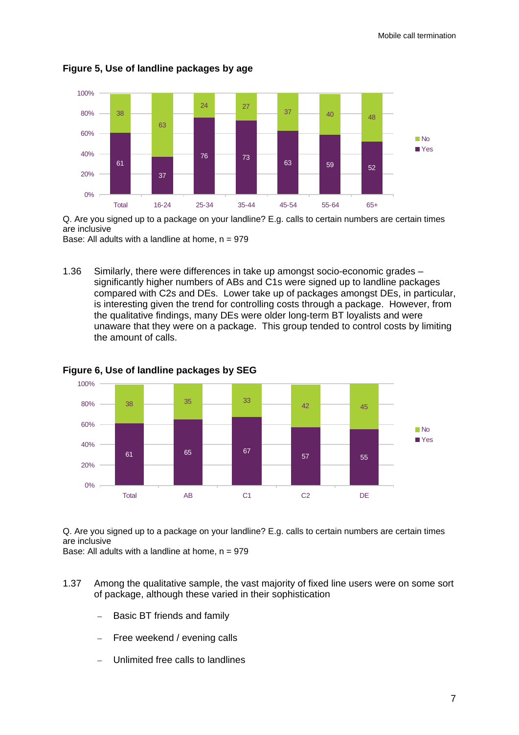**Figure 5, Use of landline packages by age**

| | Total | 16-24 | 25-34 | 35-44 | 45-54 | 55-64 | 65+ |
|---|---|---|---|---|---|---|---|
| No | 38 | 63 | 24 | 27 | 37 | 40 | 48 |
| Yes | 61 | 37 | 76 | 73 | 63 | 59 | 52 |

Q. Are you signed up to a package on your landline? E.g. calls to certain numbers are certain times are inclusive
Base: All adults with a landline at home, n = 979

1.36 Similarly, there were differences in take up amongst socio-economic grades – significantly higher numbers of ABs and C1s were signed up to landline packages compared with C2s and DEs. Lower take up of packages amongst DEs, in particular, is interesting given the trend for controlling costs through a package. However, from the qualitative findings, many DEs were older long-term BT loyalists and were unaware that they were on a package. This group tended to control costs by limiting the amount of calls.

**Figure 6, Use of landline packages by SEG**

| | Total | AB | C1 | C2 | DE |
|---|---|---|---|---|---|
| No | 38 | 35 | 33 | 42 | 45 |
| Yes | 61 | 65 | 67 | 57 | 55 |

Q. Are you signed up to a package on your landline? E.g. calls to certain numbers are certain times are inclusive
Base: All adults with a landline at home, n = 979

1.37 Among the qualitative sample, the vast majority of fixed line users were on some sort of package, although these varied in their sophistication

- Basic BT friends and family
- Free weekend / evening calls
- Unlimited free calls to landlines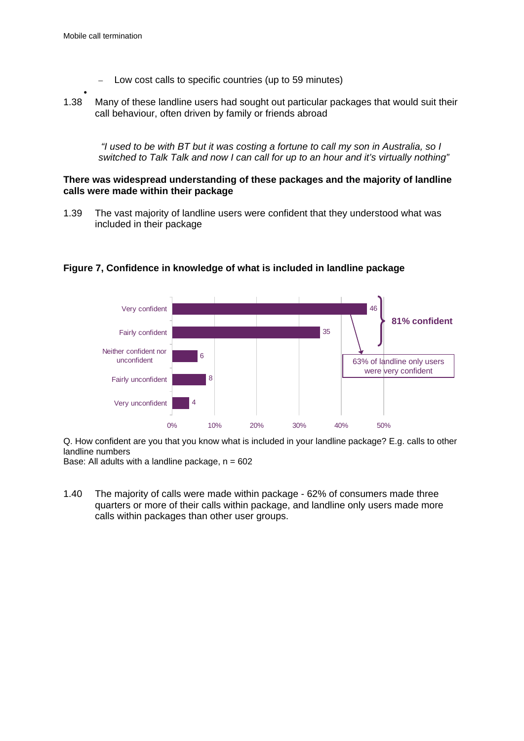– Low cost calls to specific countries (up to 59 minutes)

1.38 Many of these landline users had sought out particular packages that would suit their call behaviour, often driven by family or friends abroad

> *"I used to be with BT but it was costing a fortune to call my son in Australia, so I switched to Talk Talk and now I can call for up to an hour and it's virtually nothing"*

**There was widespread understanding of these packages and the majority of landline calls were made within their package**

1.39 The vast majority of landline users were confident that they understood what was included in their package

**Figure 7, Confidence in knowledge of what is included in landline package**

| Response | % |
|---|---|
| Very confident | 46 |
| Fairly confident | 35 |
| Neither confident nor unconfident | 6 |
| Fairly unconfident | 8 |
| Very unconfident | 4 |

81% confident

63% of landline only users were very confident

Q. How confident are you that you know what is included in your landline package? E.g. calls to other landline numbers
Base: All adults with a landline package, n = 602

1.40 The majority of calls were made within package - 62% of consumers made three quarters or more of their calls within package, and landline only users made more calls within packages than other user groups.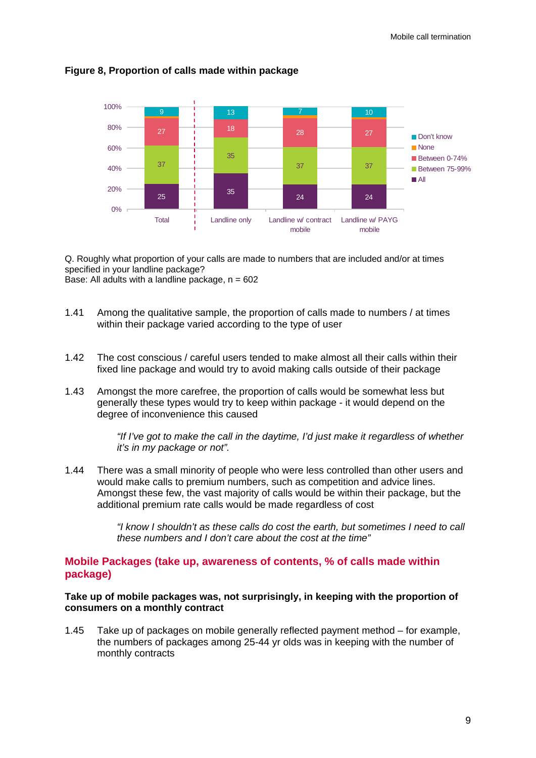**Figure 8, Proportion of calls made within package**

| | Total | Landline only | Landline w/ contract mobile | Landline w/ PAYG mobile |
|---|---|---|---|---|
| Don't know | 9 | 13 | 7 | 10 |
| None | | | | |
| Between 0-74% | 27 | 18 | 28 | 27 |
| Between 75-99% | 37 | 35 | 37 | 37 |
| All | 25 | 35 | 24 | 24 |

Q. Roughly what proportion of your calls are made to numbers that are included and/or at times specified in your landline package?
Base: All adults with a landline package, n = 602

1.41 Among the qualitative sample, the proportion of calls made to numbers / at times within their package varied according to the type of user

1.42 The cost conscious / careful users tended to make almost all their calls within their fixed line package and would try to avoid making calls outside of their package

1.43 Amongst the more carefree, the proportion of calls would be somewhat less but generally these types would try to keep within package - it would depend on the degree of inconvenience this caused

> *"If I've got to make the call in the daytime, I'd just make it regardless of whether it's in my package or not".*

1.44 There was a small minority of people who were less controlled than other users and would make calls to premium numbers, such as competition and advice lines. Amongst these few, the vast majority of calls would be within their package, but the additional premium rate calls would be made regardless of cost

> *"I know I shouldn't as these calls do cost the earth, but sometimes I need to call these numbers and I don't care about the cost at the time"*

## Mobile Packages (take up, awareness of contents, % of calls made within package)

**Take up of mobile packages was, not surprisingly, in keeping with the proportion of consumers on a monthly contract**

1.45 Take up of packages on mobile generally reflected payment method – for example, the numbers of packages among 25-44 yr olds was in keeping with the number of monthly contracts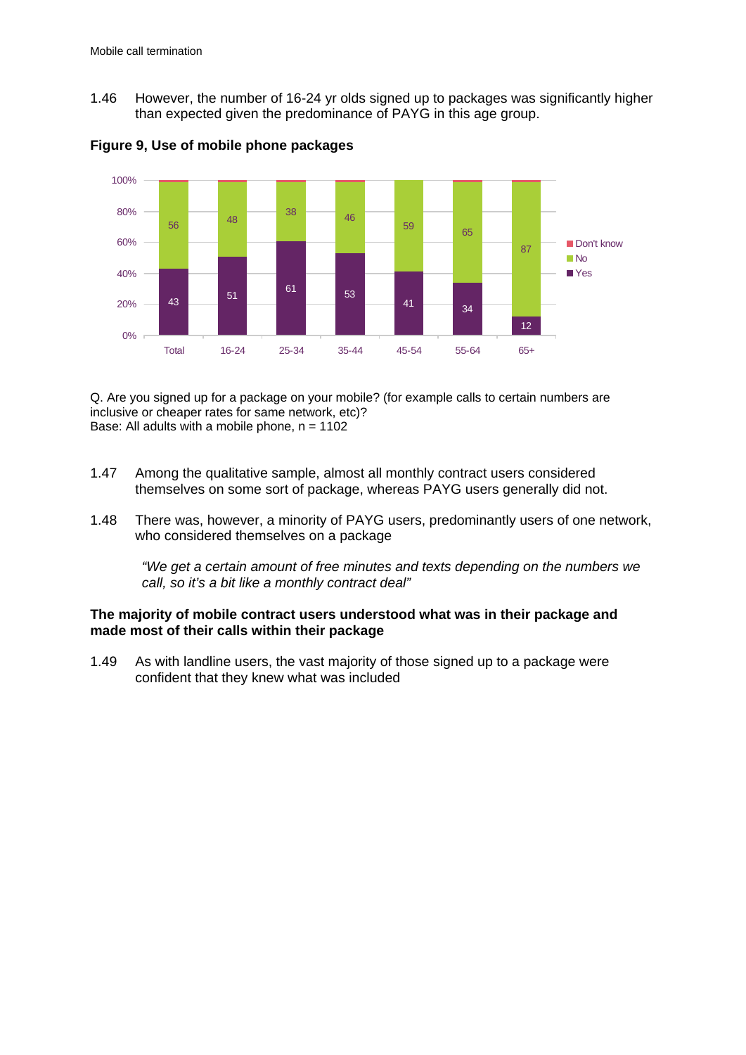1.46 However, the number of 16-24 yr olds signed up to packages was significantly higher than expected given the predominance of PAYG in this age group.

**Figure 9, Use of mobile phone packages**

| | Total | 16-24 | 25-34 | 35-44 | 45-54 | 55-64 | 65+ |
|---|---|---|---|---|---|---|---|
| Yes | 43 | 51 | 61 | 53 | 41 | 34 | 12 |
| No | 56 | 48 | 38 | 46 | 59 | 65 | 87 |
| Don't know | | | | | | | |

Q. Are you signed up for a package on your mobile? (for example calls to certain numbers are inclusive or cheaper rates for same network, etc)?
Base: All adults with a mobile phone, n = 1102

1.47 Among the qualitative sample, almost all monthly contract users considered themselves on some sort of package, whereas PAYG users generally did not.

1.48 There was, however, a minority of PAYG users, predominantly users of one network, who considered themselves on a package

> *"We get a certain amount of free minutes and texts depending on the numbers we call, so it's a bit like a monthly contract deal"*

**The majority of mobile contract users understood what was in their package and made most of their calls within their package**

1.49 As with landline users, the vast majority of those signed up to a package were confident that they knew what was included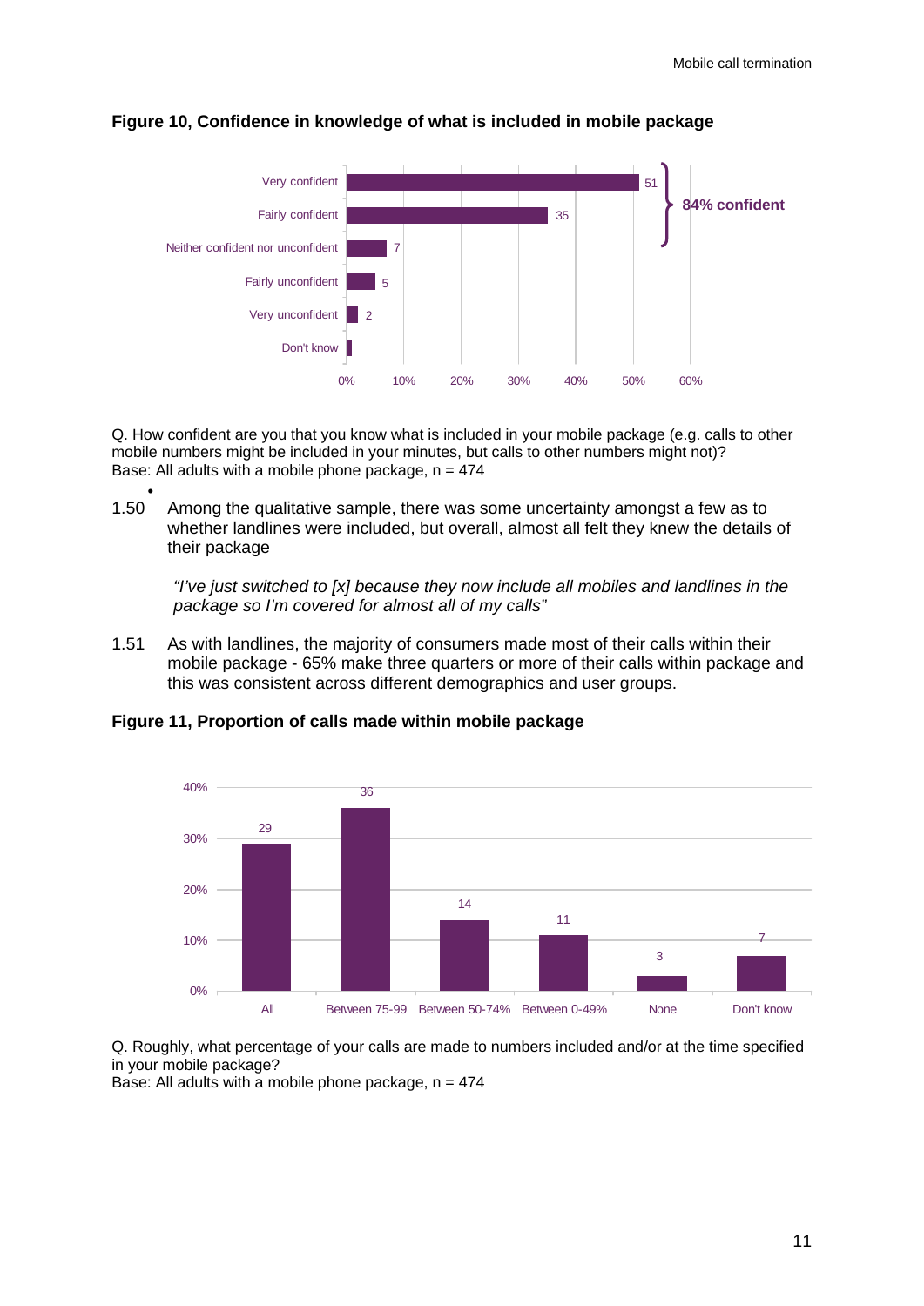**Figure 10, Confidence in knowledge of what is included in mobile package**

| Response | % |
| --- | --- |
| Very confident | 51 |
| Fairly confident | 35 |
| Neither confident nor unconfident | 7 |
| Fairly unconfident | 5 |
| Very unconfident | 2 |
| Don't know | |

84% confident

Q. How confident are you that you know what is included in your mobile package (e.g. calls to other mobile numbers might be included in your minutes, but calls to other numbers might not)?
Base: All adults with a mobile phone package, n = 474

1.50 Among the qualitative sample, there was some uncertainty amongst a few as to whether landlines were included, but overall, almost all felt they knew the details of their package

> *"I've just switched to [x] because they now include all mobiles and landlines in the package so I'm covered for almost all of my calls"*

1.51 As with landlines, the majority of consumers made most of their calls within their mobile package - 65% make three quarters or more of their calls within package and this was consistent across different demographics and user groups.

**Figure 11, Proportion of calls made within mobile package**

| Response | % |
| --- | --- |
| All | 29 |
| Between 75-99 | 36 |
| Between 50-74% | 14 |
| Between 0-49% | 11 |
| None | 3 |
| Don't know | 7 |

Q. Roughly, what percentage of your calls are made to numbers included and/or at the time specified in your mobile package?
Base: All adults with a mobile phone package, n = 474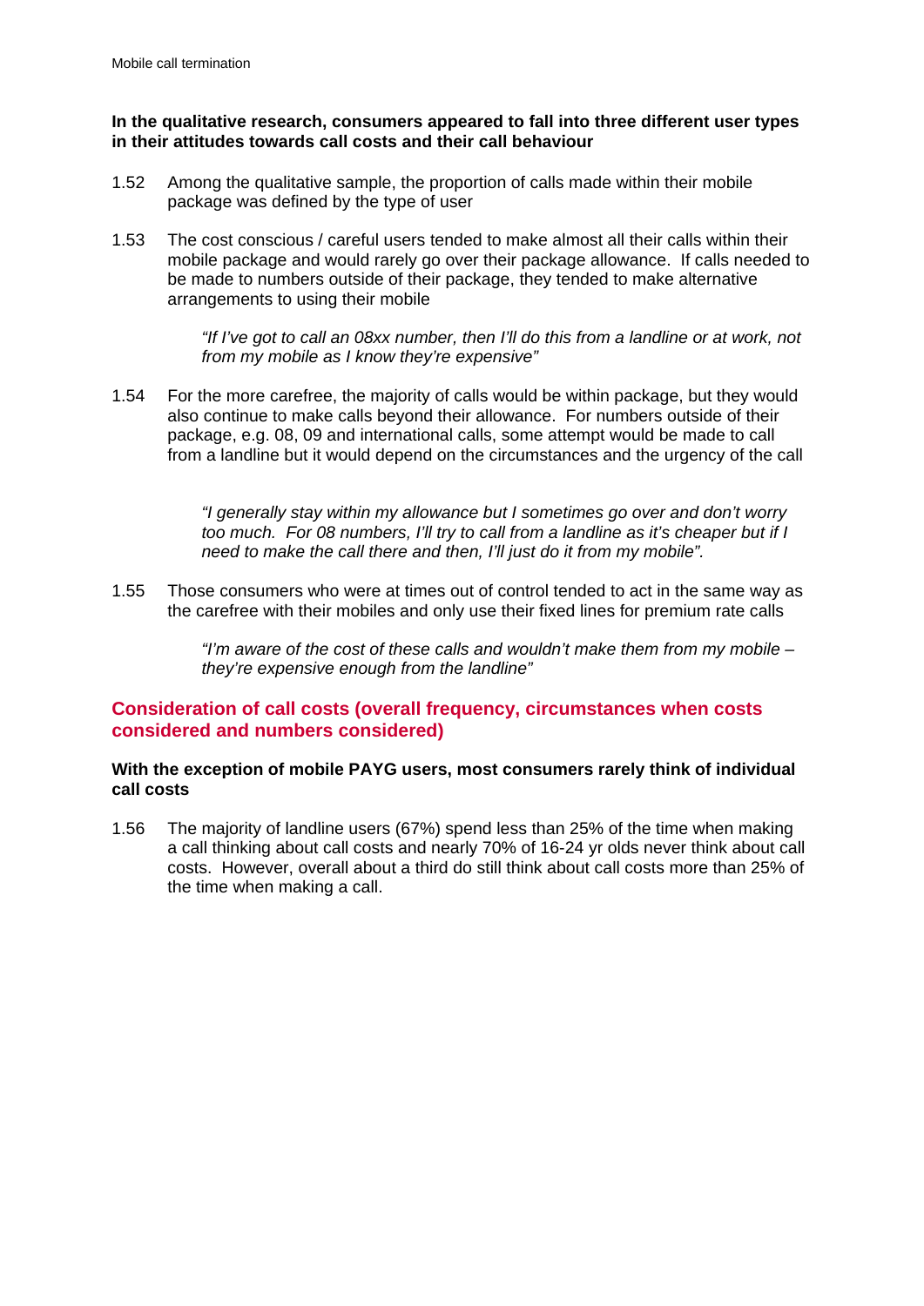**In the qualitative research, consumers appeared to fall into three different user types in their attitudes towards call costs and their call behaviour**

1.52 Among the qualitative sample, the proportion of calls made within their mobile package was defined by the type of user

1.53 The cost conscious / careful users tended to make almost all their calls within their mobile package and would rarely go over their package allowance. If calls needed to be made to numbers outside of their package, they tended to make alternative arrangements to using their mobile

> *"If I've got to call an 08xx number, then I'll do this from a landline or at work, not from my mobile as I know they're expensive"*

1.54 For the more carefree, the majority of calls would be within package, but they would also continue to make calls beyond their allowance. For numbers outside of their package, e.g. 08, 09 and international calls, some attempt would be made to call from a landline but it would depend on the circumstances and the urgency of the call

> *"I generally stay within my allowance but I sometimes go over and don't worry too much. For 08 numbers, I'll try to call from a landline as it's cheaper but if I need to make the call there and then, I'll just do it from my mobile".*

1.55 Those consumers who were at times out of control tended to act in the same way as the carefree with their mobiles and only use their fixed lines for premium rate calls

> *"I'm aware of the cost of these calls and wouldn't make them from my mobile – they're expensive enough from the landline"*

## Consideration of call costs (overall frequency, circumstances when costs considered and numbers considered)

**With the exception of mobile PAYG users, most consumers rarely think of individual call costs**

1.56 The majority of landline users (67%) spend less than 25% of the time when making a call thinking about call costs and nearly 70% of 16-24 yr olds never think about call costs. However, overall about a third do still think about call costs more than 25% of the time when making a call.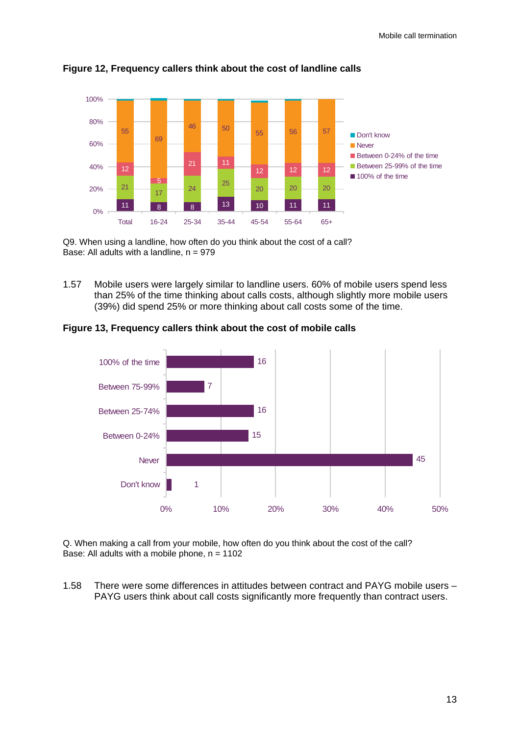**Figure 12, Frequency callers think about the cost of landline calls**

| | Total | 16-24 | 25-34 | 35-44 | 45-54 | 55-64 | 65+ |
|---|---|---|---|---|---|---|---|
| Never | 55 | 69 | 46 | 50 | 55 | 56 | 57 |
| Between 0-24% of the time | 12 | 5 | 21 | 11 | 12 | 12 | 12 |
| Between 25-99% of the time | 21 | 17 | 24 | 25 | 20 | 20 | 20 |
| 100% of the time | 11 | 8 | 8 | 13 | 10 | 11 | 11 |

Q9. When using a landline, how often do you think about the cost of a call?
Base: All adults with a landline, n = 979

1.57 Mobile users were largely similar to landline users. 60% of mobile users spend less than 25% of the time thinking about calls costs, although slightly more mobile users (39%) did spend 25% or more thinking about call costs some of the time.

**Figure 13, Frequency callers think about the cost of mobile calls**

| Response | % |
|---|---|
| 100% of the time | 16 |
| Between 75-99% | 7 |
| Between 25-74% | 16 |
| Between 0-24% | 15 |
| Never | 45 |
| Don't know | 1 |

Q. When making a call from your mobile, how often do you think about the cost of the call?
Base: All adults with a mobile phone, n = 1102

1.58 There were some differences in attitudes between contract and PAYG mobile users – PAYG users think about call costs significantly more frequently than contract users.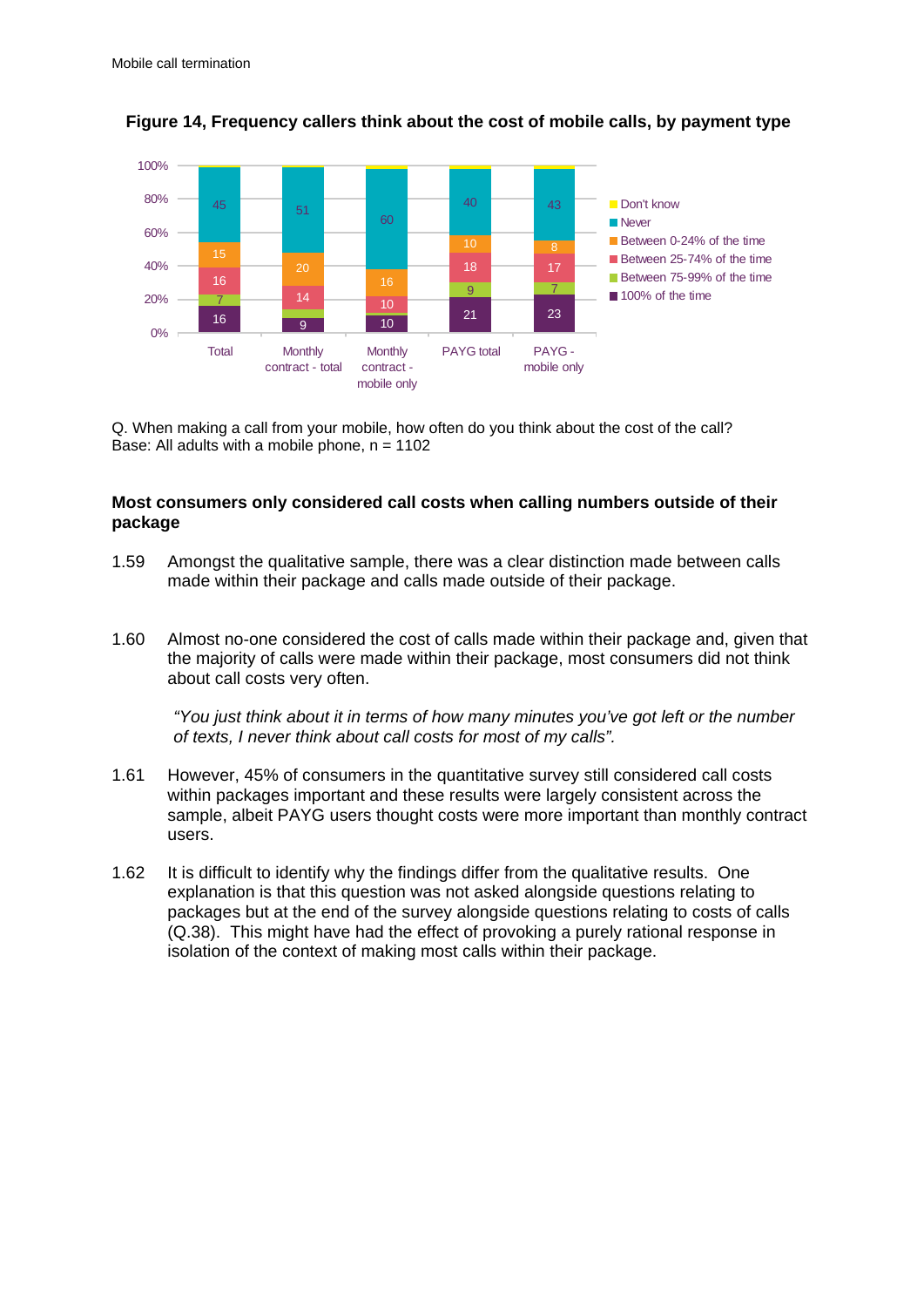**Figure 14, Frequency callers think about the cost of mobile calls, by payment type**

| | Total | Monthly contract - total | Monthly contract - mobile only | PAYG total | PAYG - mobile only |
|---|---|---|---|---|---|
| Don't know | | | | | |
| Never | 45 | 51 | 60 | 40 | 43 |
| Between 0-24% of the time | 15 | 20 | 16 | 10 | 8 |
| Between 25-74% of the time | 16 | 14 | 10 | 18 | 17 |
| Between 75-99% of the time | 7 | | | 9 | 7 |
| 100% of the time | 16 | 9 | 10 | 21 | 23 |

Q. When making a call from your mobile, how often do you think about the cost of the call?
Base: All adults with a mobile phone, n = 1102

**Most consumers only considered call costs when calling numbers outside of their package**

1.59 Amongst the qualitative sample, there was a clear distinction made between calls made within their package and calls made outside of their package.

1.60 Almost no-one considered the cost of calls made within their package and, given that the majority of calls were made within their package, most consumers did not think about call costs very often.

> *"You just think about it in terms of how many minutes you've got left or the number of texts, I never think about call costs for most of my calls".*

1.61 However, 45% of consumers in the quantitative survey still considered call costs within packages important and these results were largely consistent across the sample, albeit PAYG users thought costs were more important than monthly contract users.

1.62 It is difficult to identify why the findings differ from the qualitative results. One explanation is that this question was not asked alongside questions relating to packages but at the end of the survey alongside questions relating to costs of calls (Q.38). This might have had the effect of provoking a purely rational response in isolation of the context of making most calls within their package.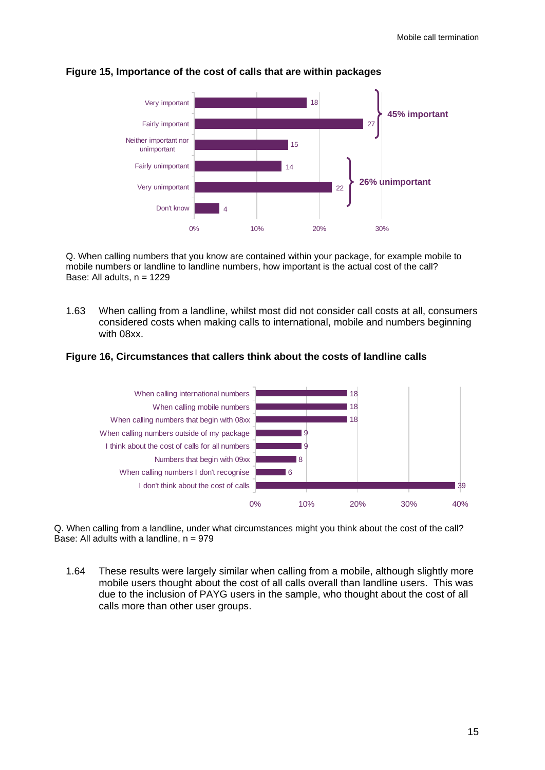**Figure 15, Importance of the cost of calls that are within packages**

| Response | % |
|---|---|
| Very important | 18 |
| Fairly important | 27 |
| Neither important nor unimportant | 15 |
| Fairly unimportant | 14 |
| Very unimportant | 22 |
| Don't know | 4 |

45% important; 26% unimportant

Q. When calling numbers that you know are contained within your package, for example mobile to mobile numbers or landline to landline numbers, how important is the actual cost of the call?
Base: All adults, n = 1229

1.63 When calling from a landline, whilst most did not consider call costs at all, consumers considered costs when making calls to international, mobile and numbers beginning with 08xx.

**Figure 16, Circumstances that callers think about the costs of landline calls**

| Circumstance | % |
|---|---|
| When calling international numbers | 18 |
| When calling mobile numbers | 18 |
| When calling numbers that begin with 08xx | 18 |
| When calling numbers outside of my package | 9 |
| I think about the cost of calls for all numbers | 9 |
| Numbers that begin with 09xx | 8 |
| When calling numbers I don't recognise | 6 |
| I don't think about the cost of calls | 39 |

Q. When calling from a landline, under what circumstances might you think about the cost of the call?
Base: All adults with a landline, n = 979

1.64 These results were largely similar when calling from a mobile, although slightly more mobile users thought about the cost of all calls overall than landline users. This was due to the inclusion of PAYG users in the sample, who thought about the cost of all calls more than other user groups.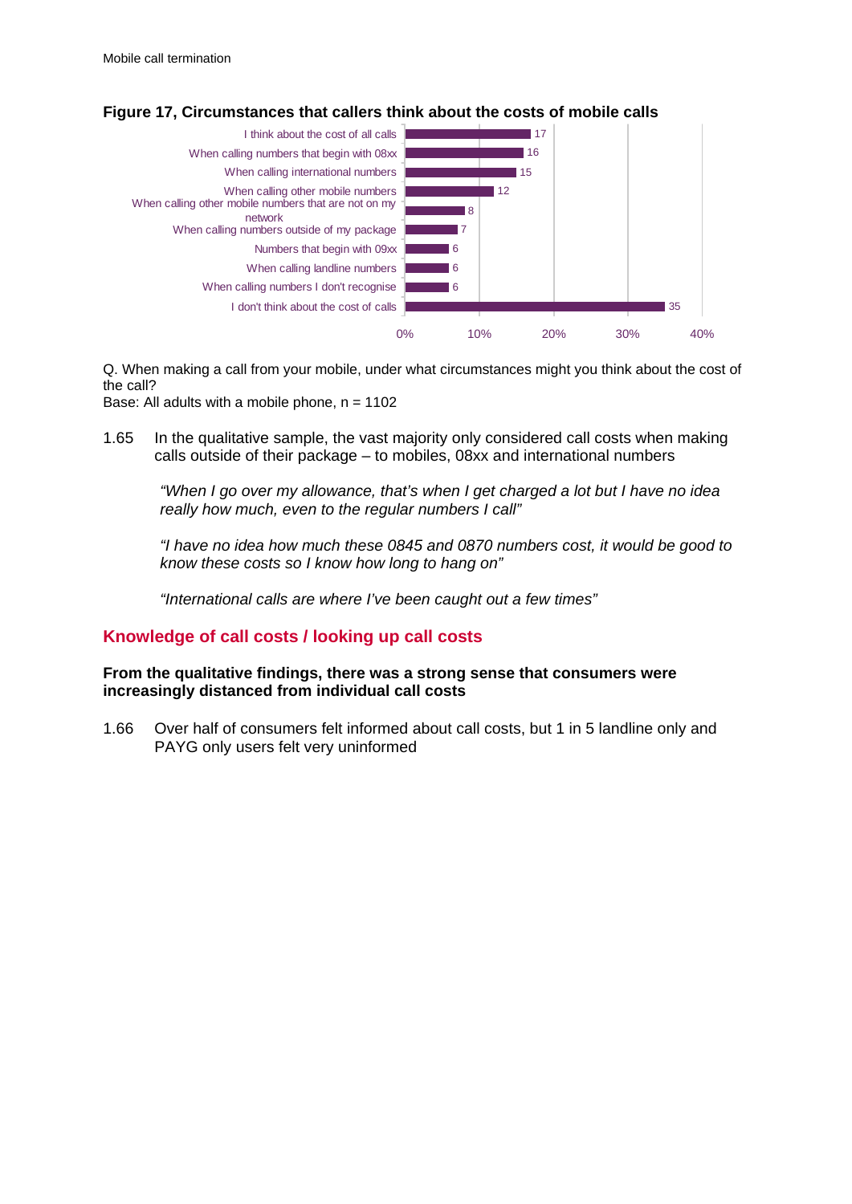**Figure 17, Circumstances that callers think about the costs of mobile calls**

| Circumstance | % |
|---|---|
| I think about the cost of all calls | 17 |
| When calling numbers that begin with 08xx | 16 |
| When calling international numbers | 15 |
| When calling other mobile numbers | 12 |
| When calling other mobile numbers that are not on my network | 8 |
| When calling numbers outside of my package | 7 |
| Numbers that begin with 09xx | 6 |
| When calling landline numbers | 6 |
| When calling numbers I don't recognise | 6 |
| I don't think about the cost of calls | 35 |

Q. When making a call from your mobile, under what circumstances might you think about the cost of the call?
Base: All adults with a mobile phone, n = 1102

1.65 In the qualitative sample, the vast majority only considered call costs when making calls outside of their package – to mobiles, 08xx and international numbers

> *"When I go over my allowance, that's when I get charged a lot but I have no idea really how much, even to the regular numbers I call"*

> *"I have no idea how much these 0845 and 0870 numbers cost, it would be good to know these costs so I know how long to hang on"*

> *"International calls are where I've been caught out a few times"*

## Knowledge of call costs / looking up call costs

**From the qualitative findings, there was a strong sense that consumers were increasingly distanced from individual call costs**

1.66 Over half of consumers felt informed about call costs, but 1 in 5 landline only and PAYG only users felt very uninformed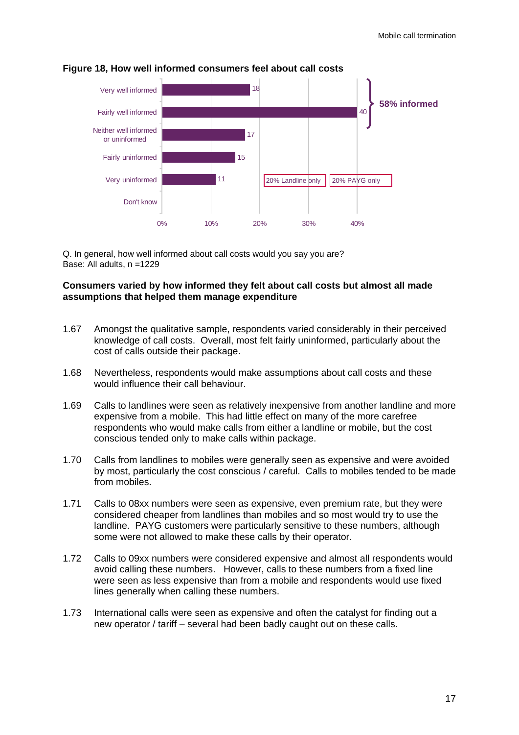**Figure 18, How well informed consumers feel about call costs**

| Response | % |
|---|---|
| Very well informed | 18 |
| Fairly well informed | 40 |
| Neither well informed or uninformed | 17 |
| Fairly uninformed | 15 |
| Very uninformed | 11 |
| Don't know | |

58% informed

20% Landline only

20% PAYG only

Q. In general, how well informed about call costs would you say you are?
Base: All adults, n =1229

**Consumers varied by how informed they felt about call costs but almost all made assumptions that helped them manage expenditure**

1.67 Amongst the qualitative sample, respondents varied considerably in their perceived knowledge of call costs. Overall, most felt fairly uninformed, particularly about the cost of calls outside their package.

1.68 Nevertheless, respondents would make assumptions about call costs and these would influence their call behaviour.

1.69 Calls to landlines were seen as relatively inexpensive from another landline and more expensive from a mobile. This had little effect on many of the more carefree respondents who would make calls from either a landline or mobile, but the cost conscious tended only to make calls within package.

1.70 Calls from landlines to mobiles were generally seen as expensive and were avoided by most, particularly the cost conscious / careful. Calls to mobiles tended to be made from mobiles.

1.71 Calls to 08xx numbers were seen as expensive, even premium rate, but they were considered cheaper from landlines than mobiles and so most would try to use the landline. PAYG customers were particularly sensitive to these numbers, although some were not allowed to make these calls by their operator.

1.72 Calls to 09xx numbers were considered expensive and almost all respondents would avoid calling these numbers. However, calls to these numbers from a fixed line were seen as less expensive than from a mobile and respondents would use fixed lines generally when calling these numbers.

1.73 International calls were seen as expensive and often the catalyst for finding out a new operator / tariff – several had been badly caught out on these calls.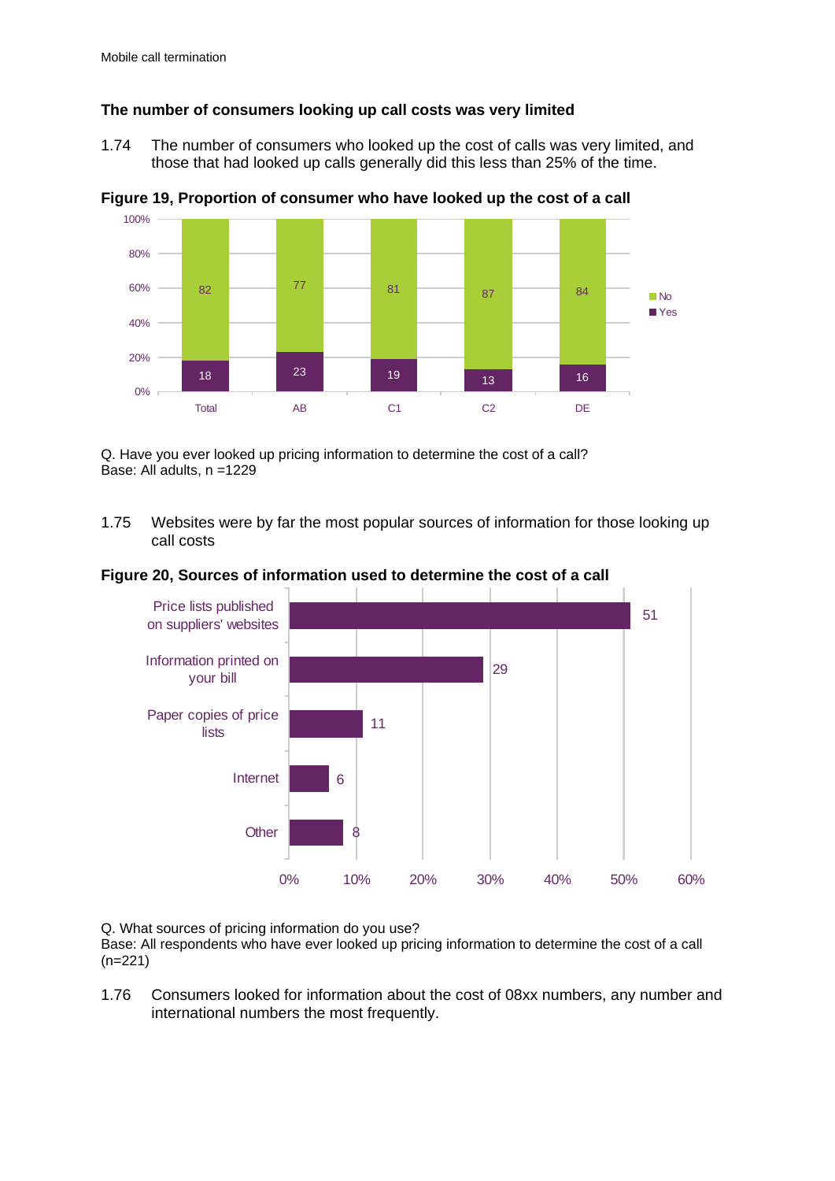### The number of consumers looking up call costs was very limited

1.74 The number of consumers who looked up the cost of calls was very limited, and those that had looked up calls generally did this less than 25% of the time.

**Figure 19, Proportion of consumer who have looked up the cost of a call**

| | Total | AB | C1 | C2 | DE |
|---|---|---|---|---|---|
| No | 82 | 77 | 81 | 87 | 84 |
| Yes | 18 | 23 | 19 | 13 | 16 |

Q. Have you ever looked up pricing information to determine the cost of a call?
Base: All adults, n =1229

1.75 Websites were by far the most popular sources of information for those looking up call costs

**Figure 20, Sources of information used to determine the cost of a call**

| Source | % |
|---|---|
| Price lists published on suppliers' websites | 51 |
| Information printed on your bill | 29 |
| Paper copies of price lists | 11 |
| Internet | 6 |
| Other | 8 |

Q. What sources of pricing information do you use?
Base: All respondents who have ever looked up pricing information to determine the cost of a call (n=221)

1.76 Consumers looked for information about the cost of 08xx numbers, any number and international numbers the most frequently.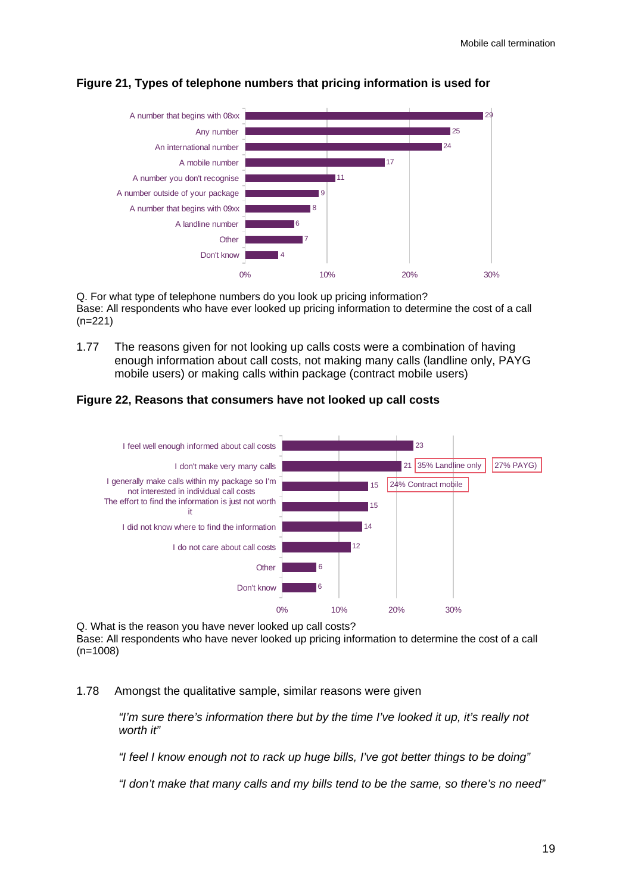**Figure 21, Types of telephone numbers that pricing information is used for**

| Type of number | % |
|---|---|
| A number that begins with 08xx | 29 |
| Any number | 25 |
| An international number | 24 |
| A mobile number | 17 |
| A number you don't recognise | 11 |
| A number outside of your package | 9 |
| A number that begins with 09xx | 8 |
| A landline number | 6 |
| Other | 7 |
| Don't know | 4 |

Q. For what type of telephone numbers do you look up pricing information?
Base: All respondents who have ever looked up pricing information to determine the cost of a call (n=221)

1.77 The reasons given for not looking up calls costs were a combination of having enough information about call costs, not making many calls (landline only, PAYG mobile users) or making calls within package (contract mobile users)

**Figure 22, Reasons that consumers have not looked up call costs**

| Reason | % | |
|---|---|---|
| I feel well enough informed about call costs | 23 | |
| I don't make very many calls | 21 | 35% Landline only, 27% PAYG) |
| I generally make calls within my package so I'm not interested in individual call costs | 15 | 24% Contract mobile |
| The effort to find the information is just not worth it | 15 | |
| I did not know where to find the information | 14 | |
| I do not care about call costs | 12 | |
| Other | 6 | |
| Don't know | 6 | |

Q. What is the reason you have never looked up call costs?
Base: All respondents who have never looked up pricing information to determine the cost of a call (n=1008)

1.78 Amongst the qualitative sample, similar reasons were given

*"I'm sure there's information there but by the time I've looked it up, it's really not worth it"*

*"I feel I know enough not to rack up huge bills, I've got better things to be doing"*

*"I don't make that many calls and my bills tend to be the same, so there's no need"*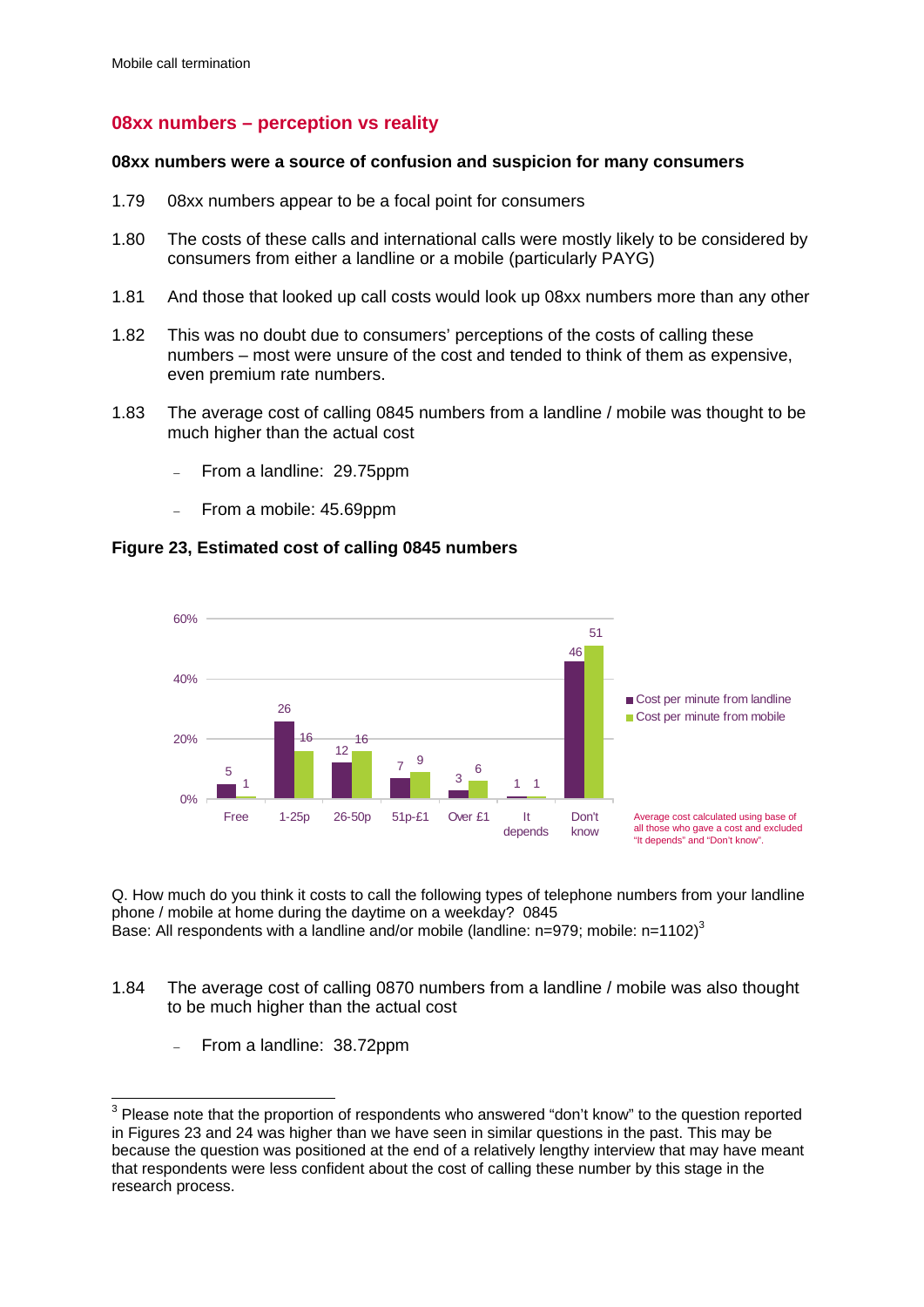## 08xx numbers – perception vs reality

**08xx numbers were a source of confusion and suspicion for many consumers**

1.79 08xx numbers appear to be a focal point for consumers

1.80 The costs of these calls and international calls were mostly likely to be considered by consumers from either a landline or a mobile (particularly PAYG)

1.81 And those that looked up call costs would look up 08xx numbers more than any other

1.82 This was no doubt due to consumers' perceptions of the costs of calling these numbers – most were unsure of the cost and tended to think of them as expensive, even premium rate numbers.

1.83 The average cost of calling 0845 numbers from a landline / mobile was thought to be much higher than the actual cost

- From a landline: 29.75ppm
- From a mobile: 45.69ppm

**Figure 23, Estimated cost of calling 0845 numbers**

| | Free | 1-25p | 26-50p | 51p-£1 | Over £1 | It depends | Don't know |
|---|---|---|---|---|---|---|---|
| Cost per minute from landline | 5 | 26 | 12 | 7 | 3 | 1 | 46 |
| Cost per minute from mobile | 1 | 16 | 16 | 9 | 6 | 1 | 51 |

Average cost calculated using base of all those who gave a cost and excluded "It depends" and "Don't know".

Q. How much do you think it costs to call the following types of telephone numbers from your landline phone / mobile at home during the daytime on a weekday? 0845
Base: All respondents with a landline and/or mobile (landline: n=979; mobile: n=1102)[3]

1.84 The average cost of calling 0870 numbers from a landline / mobile was also thought to be much higher than the actual cost

- From a landline: 38.72ppm

[3] Please note that the proportion of respondents who answered "don't know" to the question reported in Figures 23 and 24 was higher than we have seen in similar questions in the past. This may be because the question was positioned at the end of a relatively lengthy interview that may have meant that respondents were less confident about the cost of calling these number by this stage in the research process.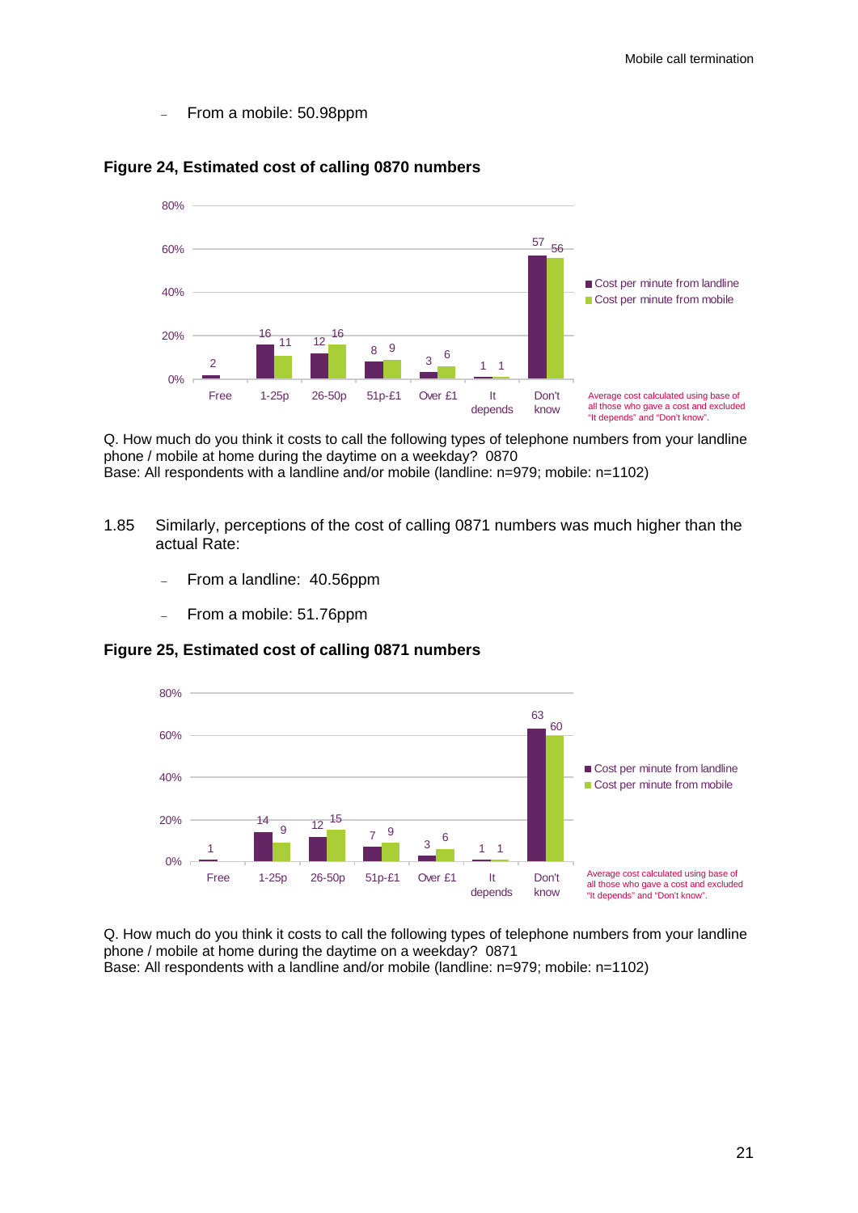– From a mobile: 50.98ppm

**Figure 24, Estimated cost of calling 0870 numbers**

| | Free | 1-25p | 26-50p | 51p-£1 | Over £1 | It depends | Don't know |
|---|---|---|---|---|---|---|---|
| Cost per minute from landline | 2 | 16 | 12 | 8 | 3 | 1 | 57 |
| Cost per minute from mobile | | 11 | 16 | 9 | 6 | 1 | 56 |

Average cost calculated using base of all those who gave a cost and excluded "It depends" and "Don't know".

Q. How much do you think it costs to call the following types of telephone numbers from your landline phone / mobile at home during the daytime on a weekday? 0870
Base: All respondents with a landline and/or mobile (landline: n=979; mobile: n=1102)

1.85 Similarly, perceptions of the cost of calling 0871 numbers was much higher than the actual Rate:

– From a landline: 40.56ppm

– From a mobile: 51.76ppm

**Figure 25, Estimated cost of calling 0871 numbers**

| | Free | 1-25p | 26-50p | 51p-£1 | Over £1 | It depends | Don't know |
|---|---|---|---|---|---|---|---|
| Cost per minute from landline | 1 | 14 | 12 | 7 | 3 | 1 | 63 |
| Cost per minute from mobile | | 9 | 15 | 9 | 6 | 1 | 60 |

Average cost calculated using base of all those who gave a cost and excluded "It depends" and "Don't know".

Q. How much do you think it costs to call the following types of telephone numbers from your landline phone / mobile at home during the daytime on a weekday? 0871
Base: All respondents with a landline and/or mobile (landline: n=979; mobile: n=1102)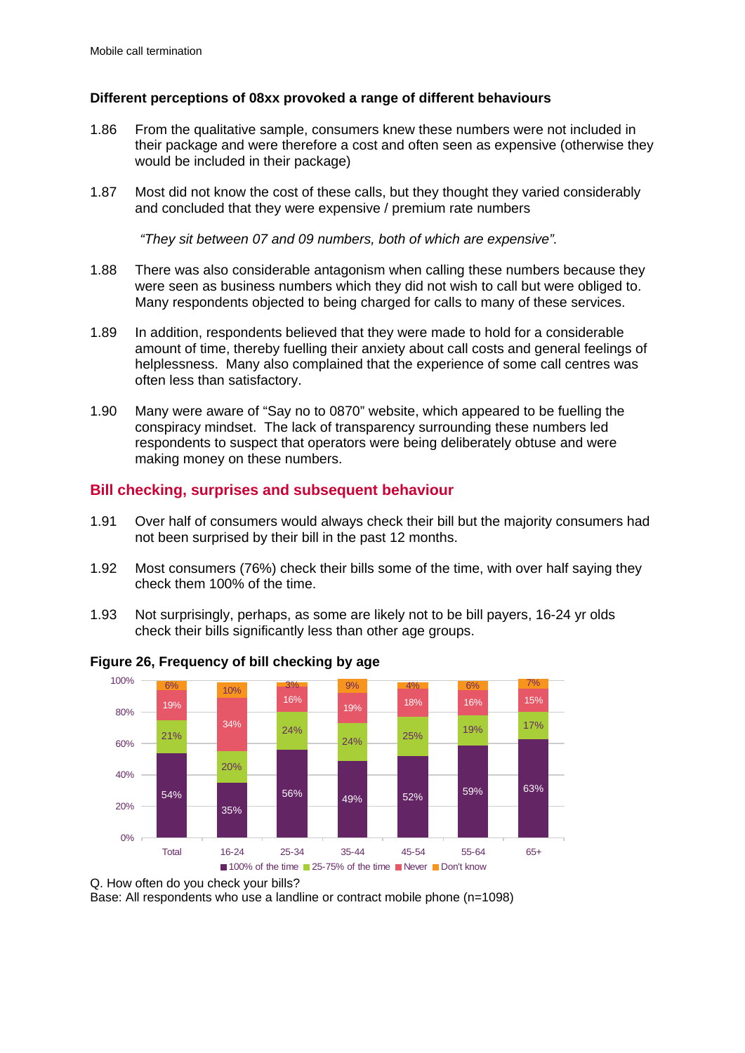**Different perceptions of 08xx provoked a range of different behaviours**

1.86 From the qualitative sample, consumers knew these numbers were not included in their package and were therefore a cost and often seen as expensive (otherwise they would be included in their package)

1.87 Most did not know the cost of these calls, but they thought they varied considerably and concluded that they were expensive / premium rate numbers

*"They sit between 07 and 09 numbers, both of which are expensive".*

1.88 There was also considerable antagonism when calling these numbers because they were seen as business numbers which they did not wish to call but were obliged to. Many respondents objected to being charged for calls to many of these services.

1.89 In addition, respondents believed that they were made to hold for a considerable amount of time, thereby fuelling their anxiety about call costs and general feelings of helplessness. Many also complained that the experience of some call centres was often less than satisfactory.

1.90 Many were aware of "Say no to 0870" website, which appeared to be fuelling the conspiracy mindset. The lack of transparency surrounding these numbers led respondents to suspect that operators were being deliberately obtuse and were making money on these numbers.

## Bill checking, surprises and subsequent behaviour

1.91 Over half of consumers would always check their bill but the majority consumers had not been surprised by their bill in the past 12 months.

1.92 Most consumers (76%) check their bills some of the time, with over half saying they check them 100% of the time.

1.93 Not surprisingly, perhaps, as some are likely not to be bill payers, 16-24 yr olds check their bills significantly less than other age groups.

**Figure 26, Frequency of bill checking by age**

| | Total | 16-24 | 25-34 | 35-44 | 45-54 | 55-64 | 65+ |
|---|---|---|---|---|---|---|---|
| 100% of the time | 54% | 35% | 56% | 49% | 52% | 59% | 63% |
| 25-75% of the time | 21% | 20% | 24% | 24% | 25% | 19% | 17% |
| Never | 19% | 34% | 16% | 19% | 18% | 16% | 15% |
| Don't know | 6% | 10% | 3% | 9% | 4% | 6% | 7% |

Q. How often do you check your bills?
Base: All respondents who use a landline or contract mobile phone (n=1098)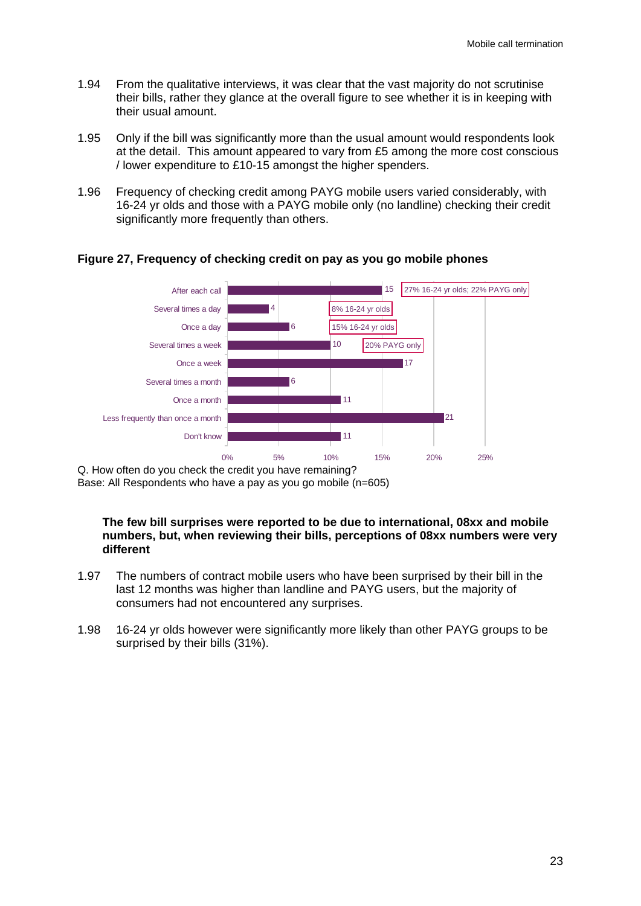1.94 From the qualitative interviews, it was clear that the vast majority do not scrutinise their bills, rather they glance at the overall figure to see whether it is in keeping with their usual amount.

1.95 Only if the bill was significantly more than the usual amount would respondents look at the detail. This amount appeared to vary from £5 among the more cost conscious / lower expenditure to £10-15 amongst the higher spenders.

1.96 Frequency of checking credit among PAYG mobile users varied considerably, with 16-24 yr olds and those with a PAYG mobile only (no landline) checking their credit significantly more frequently than others.

**Figure 27, Frequency of checking credit on pay as you go mobile phones**

| Frequency | % | Note |
|---|---|---|
| After each call | 15 | 27% 16-24 yr olds; 22% PAYG only |
| Several times a day | 4 | 8% 16-24 yr olds |
| Once a day | 6 | 15% 16-24 yr olds |
| Several times a week | 10 | 20% PAYG only |
| Once a week | 17 | |
| Several times a month | 6 | |
| Once a month | 11 | |
| Less frequently than once a month | 21 | |
| Don't know | 11 | |

Q. How often do you check the credit you have remaining?
Base: All Respondents who have a pay as you go mobile (n=605)

**The few bill surprises were reported to be due to international, 08xx and mobile numbers, but, when reviewing their bills, perceptions of 08xx numbers were very different**

1.97 The numbers of contract mobile users who have been surprised by their bill in the last 12 months was higher than landline and PAYG users, but the majority of consumers had not encountered any surprises.

1.98 16-24 yr olds however were significantly more likely than other PAYG groups to be surprised by their bills (31%).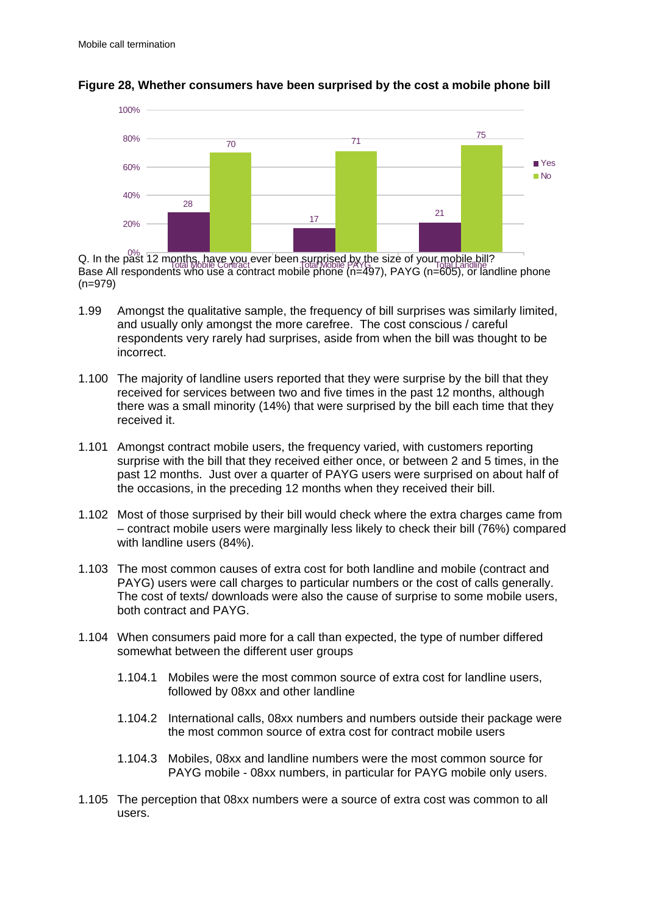**Figure 28, Whether consumers have been surprised by the cost a mobile phone bill**

| | Yes | No |
|---|---|---|
| Total Mobile Contract | 28 | 70 |
| Total Mobile PAYG | 17 | 71 |
| Total Landline | 21 | 75 |

Q. In the past 12 months, have you ever been surprised by the size of your mobile bill?
Base All respondents who use a contract mobile phone (n=497), PAYG (n=605), or landline phone (n=979)

1.99 Amongst the qualitative sample, the frequency of bill surprises was similarly limited, and usually only amongst the more carefree. The cost conscious / careful respondents very rarely had surprises, aside from when the bill was thought to be incorrect.

1.100 The majority of landline users reported that they were surprise by the bill that they received for services between two and five times in the past 12 months, although there was a small minority (14%) that were surprised by the bill each time that they received it.

1.101 Amongst contract mobile users, the frequency varied, with customers reporting surprise with the bill that they received either once, or between 2 and 5 times, in the past 12 months. Just over a quarter of PAYG users were surprised on about half of the occasions, in the preceding 12 months when they received their bill.

1.102 Most of those surprised by their bill would check where the extra charges came from – contract mobile users were marginally less likely to check their bill (76%) compared with landline users (84%).

1.103 The most common causes of extra cost for both landline and mobile (contract and PAYG) users were call charges to particular numbers or the cost of calls generally. The cost of texts/ downloads were also the cause of surprise to some mobile users, both contract and PAYG.

1.104 When consumers paid more for a call than expected, the type of number differed somewhat between the different user groups

1.104.1 Mobiles were the most common source of extra cost for landline users, followed by 08xx and other landline

1.104.2 International calls, 08xx numbers and numbers outside their package were the most common source of extra cost for contract mobile users

1.104.3 Mobiles, 08xx and landline numbers were the most common source for PAYG mobile - 08xx numbers, in particular for PAYG mobile only users.

1.105 The perception that 08xx numbers were a source of extra cost was common to all users.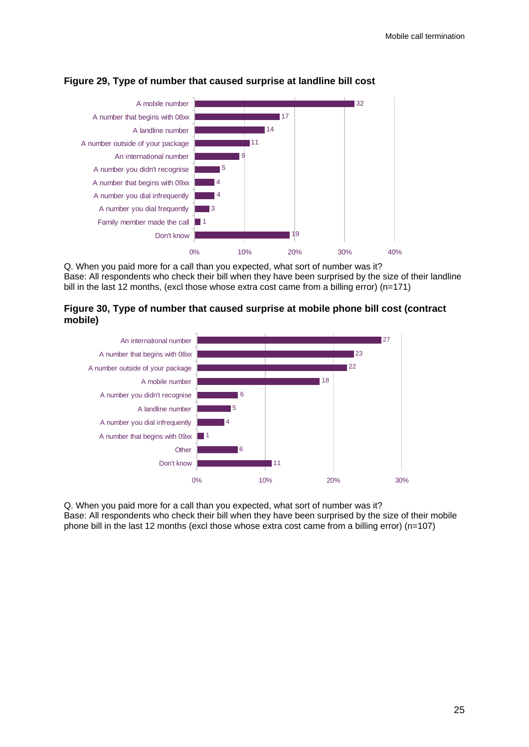**Figure 29, Type of number that caused surprise at landline bill cost**

| Type of number | % |
|---|---|
| A mobile number | 32 |
| A number that begins with 08xx | 17 |
| A landline number | 14 |
| A number outside of your package | 11 |
| An international number | 9 |
| A number you didn't recognise | 5 |
| A number that begins with 09xx | 4 |
| A number you dial infrequently | 4 |
| A number you dial frequently | 3 |
| Family member made the call | 1 |
| Don't know | 19 |

Q. When you paid more for a call than you expected, what sort of number was it?
Base: All respondents who check their bill when they have been surprised by the size of their landline bill in the last 12 months, (excl those whose extra cost came from a billing error) (n=171)

**Figure 30, Type of number that caused surprise at mobile phone bill cost (contract mobile)**

| Type of number | % |
|---|---|
| An international number | 27 |
| A number that begins with 08xx | 23 |
| A number outside of your package | 22 |
| A mobile number | 18 |
| A number you didn't recognise | 6 |
| A landline number | 5 |
| A number you dial infrequently | 4 |
| A number that begins with 09xx | 1 |
| Other | 6 |
| Don't know | 11 |

Q. When you paid more for a call than you expected, what sort of number was it?
Base: All respondents who check their bill when they have been surprised by the size of their mobile phone bill in the last 12 months (excl those whose extra cost came from a billing error) (n=107)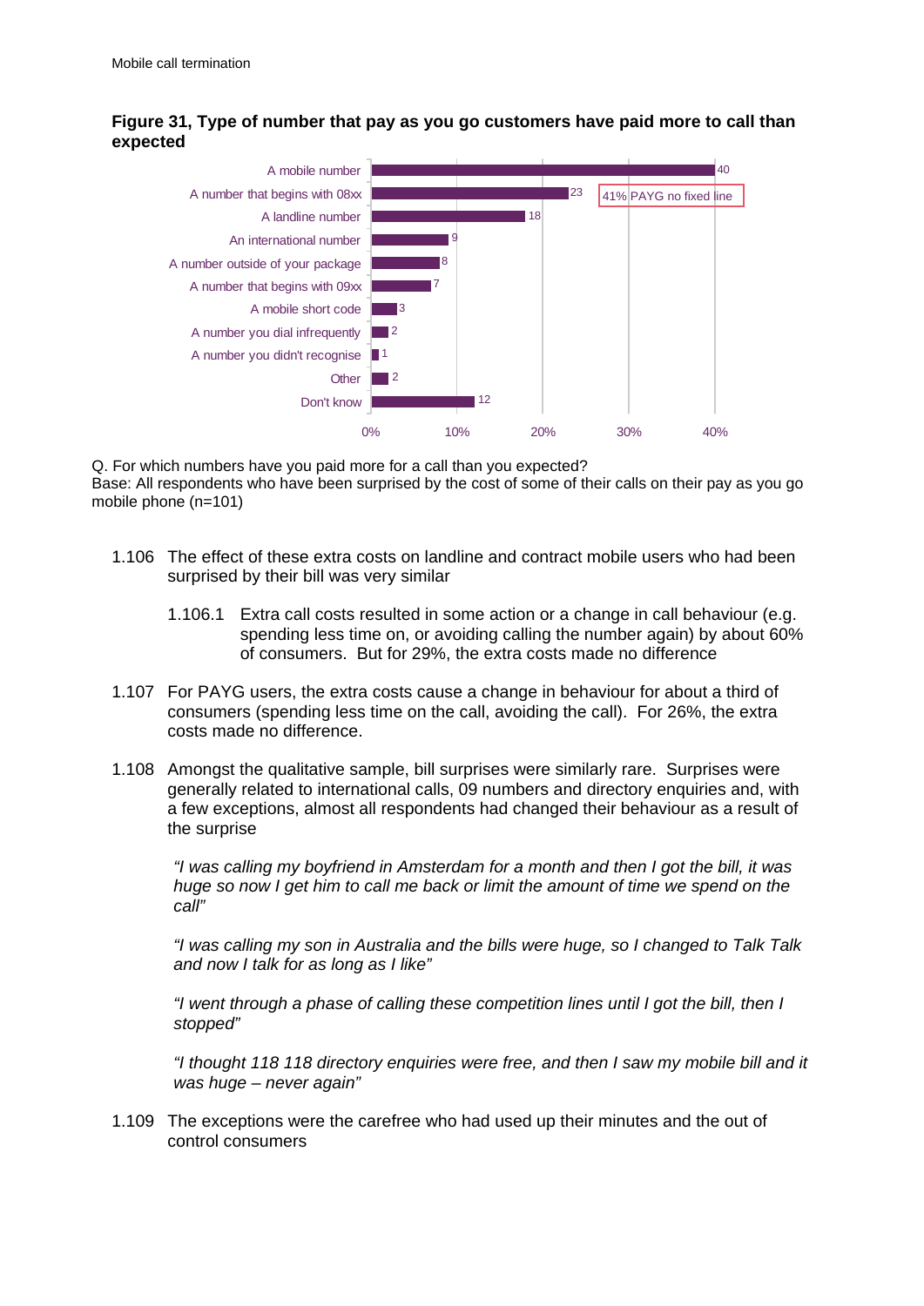**Figure 31, Type of number that pay as you go customers have paid more to call than expected**

| Type of number | % |
|---|---|
| A mobile number | 40 |
| A number that begins with 08xx | 23 |
| A landline number | 18 |
| An international number | 9 |
| A number outside of your package | 8 |
| A number that begins with 09xx | 7 |
| A mobile short code | 3 |
| A number you dial infrequently | 2 |
| A number you didn't recognise | 1 |
| Other | 2 |
| Don't know | 12 |

41% PAYG no fixed line

Q. For which numbers have you paid more for a call than you expected?
Base: All respondents who have been surprised by the cost of some of their calls on their pay as you go mobile phone (n=101)

1.106 The effect of these extra costs on landline and contract mobile users who had been surprised by their bill was very similar

1.106.1 Extra call costs resulted in some action or a change in call behaviour (e.g. spending less time on, or avoiding calling the number again) by about 60% of consumers. But for 29%, the extra costs made no difference

1.107 For PAYG users, the extra costs cause a change in behaviour for about a third of consumers (spending less time on the call, avoiding the call). For 26%, the extra costs made no difference.

1.108 Amongst the qualitative sample, bill surprises were similarly rare. Surprises were generally related to international calls, 09 numbers and directory enquiries and, with a few exceptions, almost all respondents had changed their behaviour as a result of the surprise

*"I was calling my boyfriend in Amsterdam for a month and then I got the bill, it was huge so now I get him to call me back or limit the amount of time we spend on the call"*

*"I was calling my son in Australia and the bills were huge, so I changed to Talk Talk and now I talk for as long as I like"*

*"I went through a phase of calling these competition lines until I got the bill, then I stopped"*

*"I thought 118 118 directory enquiries were free, and then I saw my mobile bill and it was huge – never again"*

1.109 The exceptions were the carefree who had used up their minutes and the out of control consumers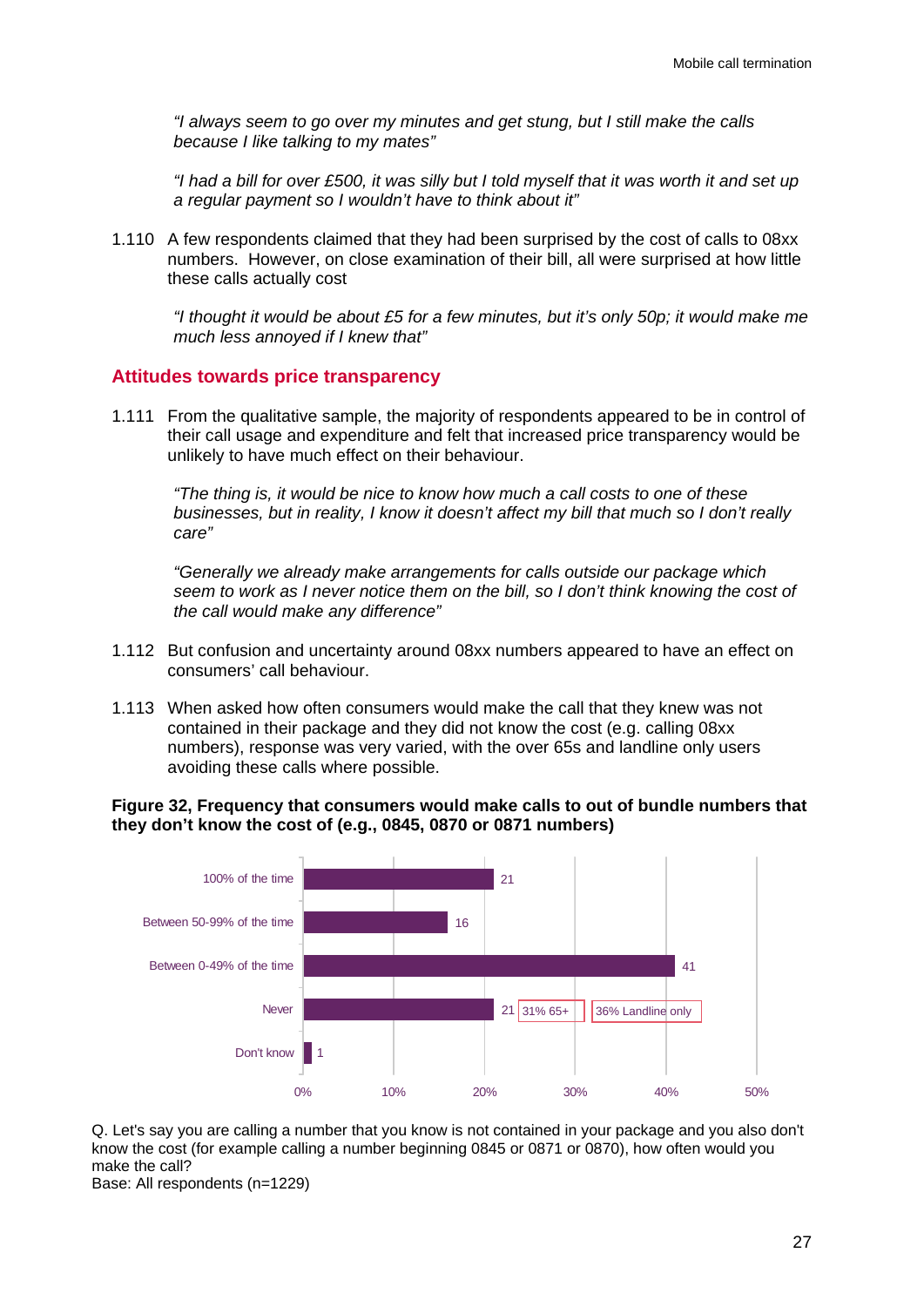*"I always seem to go over my minutes and get stung, but I still make the calls because I like talking to my mates"*

*"I had a bill for over £500, it was silly but I told myself that it was worth it and set up a regular payment so I wouldn't have to think about it"*

1.110 A few respondents claimed that they had been surprised by the cost of calls to 08xx numbers. However, on close examination of their bill, all were surprised at how little these calls actually cost

*"I thought it would be about £5 for a few minutes, but it's only 50p; it would make me much less annoyed if I knew that"*

## Attitudes towards price transparency

1.111 From the qualitative sample, the majority of respondents appeared to be in control of their call usage and expenditure and felt that increased price transparency would be unlikely to have much effect on their behaviour.

*"The thing is, it would be nice to know how much a call costs to one of these businesses, but in reality, I know it doesn't affect my bill that much so I don't really care"*

*"Generally we already make arrangements for calls outside our package which seem to work as I never notice them on the bill, so I don't think knowing the cost of the call would make any difference"*

1.112 But confusion and uncertainty around 08xx numbers appeared to have an effect on consumers' call behaviour.

1.113 When asked how often consumers would make the call that they knew was not contained in their package and they did not know the cost (e.g. calling 08xx numbers), response was very varied, with the over 65s and landline only users avoiding these calls where possible.

**Figure 32, Frequency that consumers would make calls to out of bundle numbers that they don't know the cost of (e.g., 0845, 0870 or 0871 numbers)**

| Response | % |
|---|---|
| 100% of the time | 21 |
| Between 50-99% of the time | 16 |
| Between 0-49% of the time | 41 |
| Never | 21 (31% 65+; 36% Landline only) |
| Don't know | 1 |

Q. Let's say you are calling a number that you know is not contained in your package and you also don't know the cost (for example calling a number beginning 0845 or 0871 or 0870), how often would you make the call?
Base: All respondents (n=1229)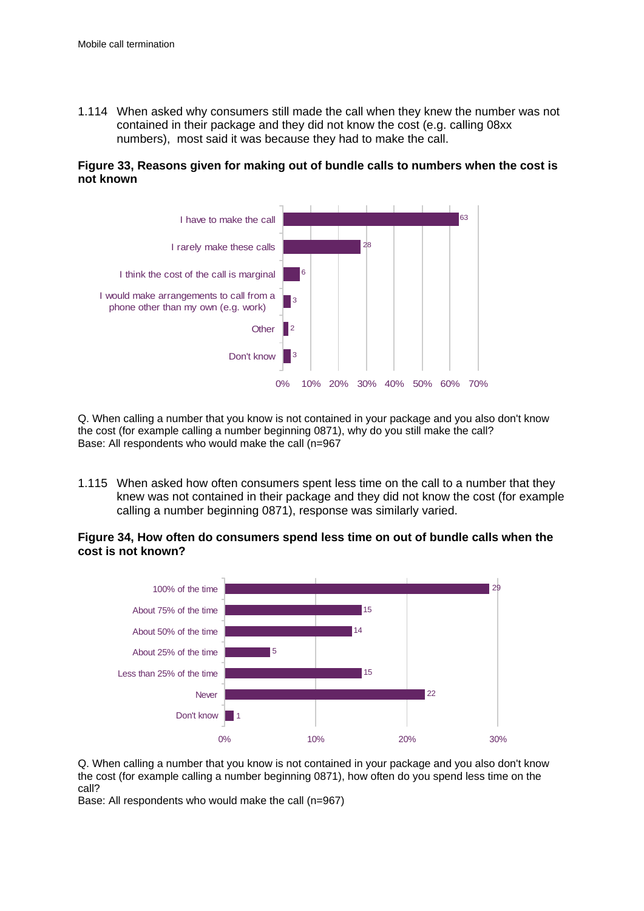1.114 When asked why consumers still made the call when they knew the number was not contained in their package and they did not know the cost (e.g. calling 08xx numbers), most said it was because they had to make the call.

**Figure 33, Reasons given for making out of bundle calls to numbers when the cost is not known**

| Reason | % |
|---|---|
| I have to make the call | 63 |
| I rarely make these calls | 28 |
| I think the cost of the call is marginal | 6 |
| I would make arrangements to call from a phone other than my own (e.g. work) | 3 |
| Other | 2 |
| Don't know | 3 |

Q. When calling a number that you know is not contained in your package and you also don't know the cost (for example calling a number beginning 0871), why do you still make the call?
Base: All respondents who would make the call (n=967

1.115 When asked how often consumers spent less time on the call to a number that they knew was not contained in their package and they did not know the cost (for example calling a number beginning 0871), response was similarly varied.

**Figure 34, How often do consumers spend less time on out of bundle calls when the cost is not known?**

| Response | % |
|---|---|
| 100% of the time | 29 |
| About 75% of the time | 15 |
| About 50% of the time | 14 |
| About 25% of the time | 5 |
| Less than 25% of the time | 15 |
| Never | 22 |
| Don't know | 1 |

Q. When calling a number that you know is not contained in your package and you also don't know the cost (for example calling a number beginning 0871), how often do you spend less time on the call?
Base: All respondents who would make the call (n=967)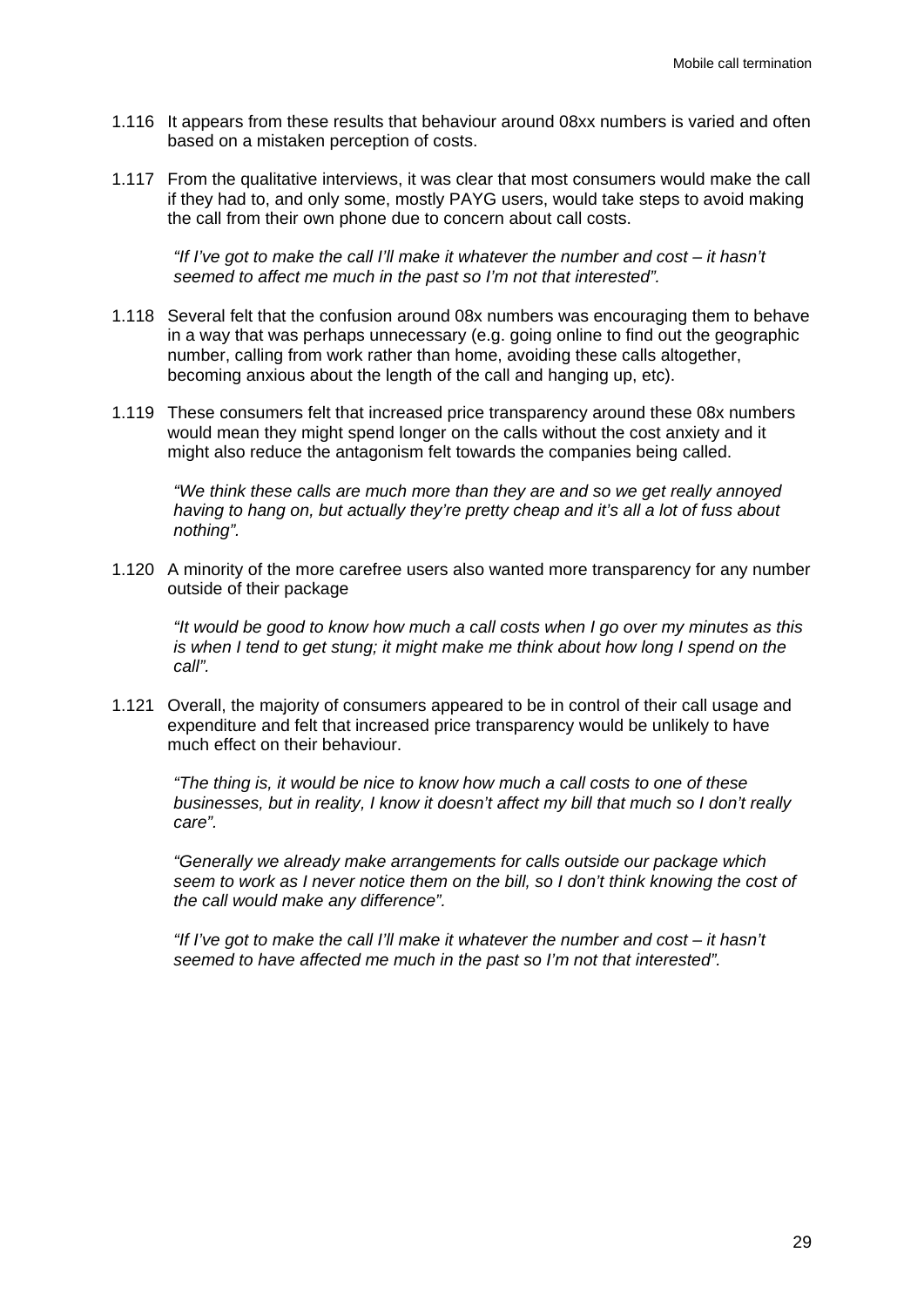1.116 It appears from these results that behaviour around 08xx numbers is varied and often based on a mistaken perception of costs.

1.117 From the qualitative interviews, it was clear that most consumers would make the call if they had to, and only some, mostly PAYG users, would take steps to avoid making the call from their own phone due to concern about call costs.

> *"If I've got to make the call I'll make it whatever the number and cost – it hasn't seemed to affect me much in the past so I'm not that interested".*

1.118 Several felt that the confusion around 08x numbers was encouraging them to behave in a way that was perhaps unnecessary (e.g. going online to find out the geographic number, calling from work rather than home, avoiding these calls altogether, becoming anxious about the length of the call and hanging up, etc).

1.119 These consumers felt that increased price transparency around these 08x numbers would mean they might spend longer on the calls without the cost anxiety and it might also reduce the antagonism felt towards the companies being called.

> *"We think these calls are much more than they are and so we get really annoyed having to hang on, but actually they're pretty cheap and it's all a lot of fuss about nothing".*

1.120 A minority of the more carefree users also wanted more transparency for any number outside of their package

> *"It would be good to know how much a call costs when I go over my minutes as this is when I tend to get stung; it might make me think about how long I spend on the call".*

1.121 Overall, the majority of consumers appeared to be in control of their call usage and expenditure and felt that increased price transparency would be unlikely to have much effect on their behaviour.

> *"The thing is, it would be nice to know how much a call costs to one of these businesses, but in reality, I know it doesn't affect my bill that much so I don't really care".*

> *"Generally we already make arrangements for calls outside our package which seem to work as I never notice them on the bill, so I don't think knowing the cost of the call would make any difference".*

> *"If I've got to make the call I'll make it whatever the number and cost – it hasn't seemed to have affected me much in the past so I'm not that interested".*